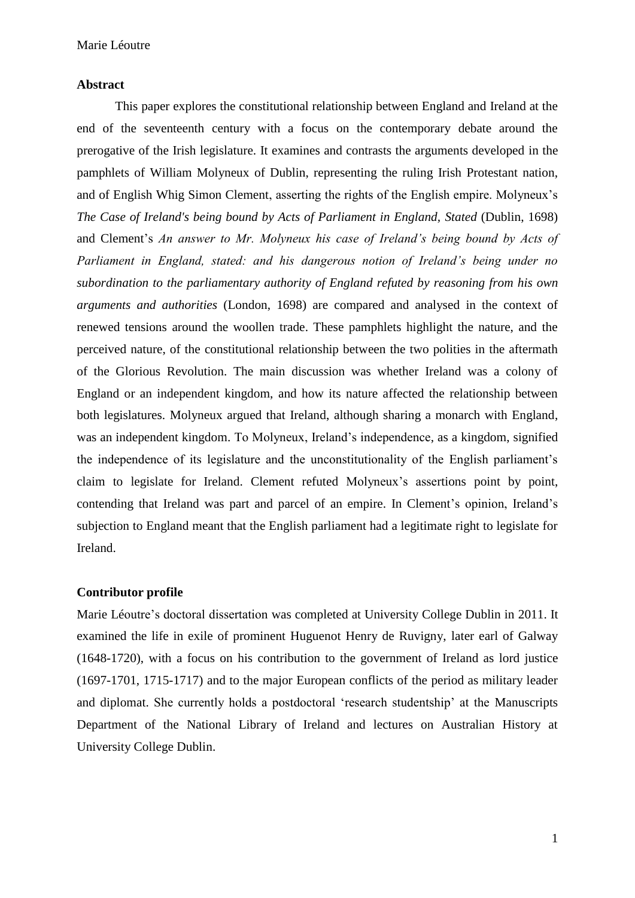Marie Léoutre

### Abstract

This paper explores the constitutional relationship between England and Ireland at the end of the seventeenth century with a focus on the contemporary debate around the prerogative of the Irish legislature. It examines and contrasts the arguments developed in the pamphlets of William Molyneux of Dublin, representing the ruling Irish Protestant nation, and of English Whig Simon Clement, asserting the rights of the English empire. Molyneux's *The Case of Ireland's being bound by Acts of Parliament in England, Stated* (Dublin, 1698) and Clement's *An answer to Mr. Molyneux his case of Ireland's being bound by Acts of Parliament in England, stated: and his dangerous notion of Ireland's being under no subordination to the parliamentary authority of England refuted by reasoning from his own arguments and authorities* (London, 1698) are compared and analysed in the context of renewed tensions around the woollen trade. These pamphlets highlight the nature, and the perceived nature, of the constitutional relationship between the two polities in the aftermath of the Glorious Revolution. The main discussion was whether Ireland was a colony of England or an independent kingdom, and how its nature affected the relationship between both legislatures. Molyneux argued that Ireland, although sharing a monarch with England, was an independent kingdom. To Molyneux, Ireland's independence, as a kingdom, signified the independence of its legislature and the unconstitutionality of the English parliament's claim to legislate for Ireland. Clement refuted Molyneux's assertions point by point, contending that Ireland was part and parcel of an empire. In Clement's opinion, Ireland's subjection to England meant that the English parliament had a legitimate right to legislate for Ireland.

### Contributor profile

Marie Léoutre's doctoral dissertation was completed at University College Dublin in 2011. It examined the life in exile of prominent Huguenot Henry de Ruvigny, later earl of Galway (1648-1720), with a focus on his contribution to the government of Ireland as lord justice (1697-1701, 1715-1717) and to the major European conflicts of the period as military leader and diplomat. She currently holds a postdoctoral 'research studentship' at the Manuscripts Department of the National Library of Ireland and lectures on Australian History at University College Dublin.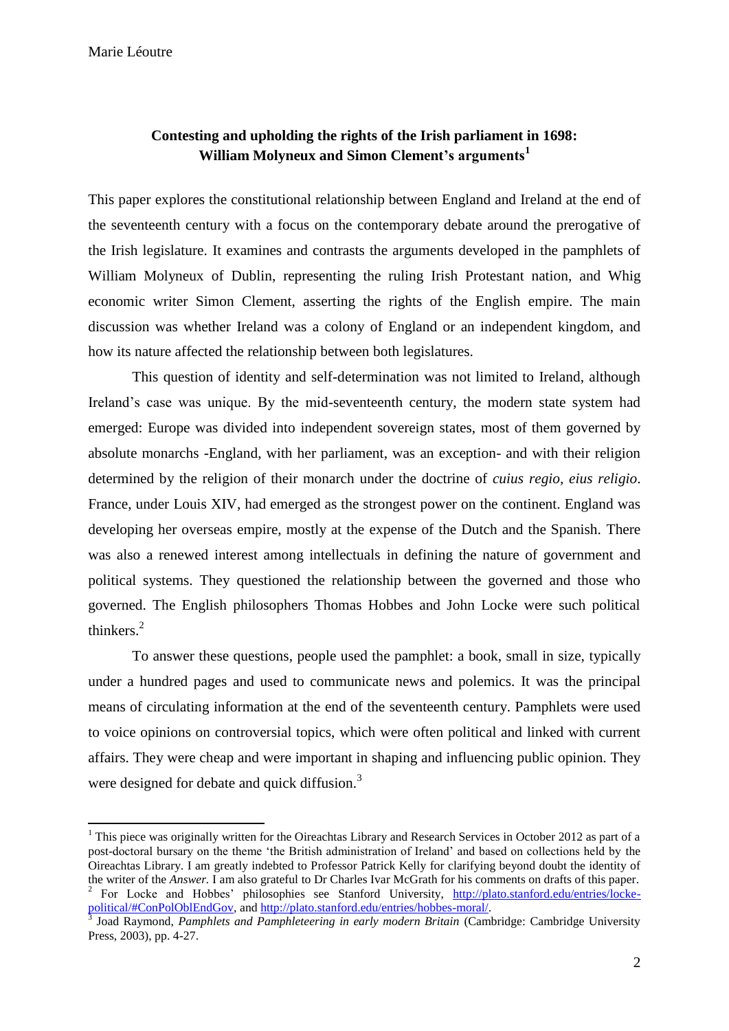Marie Léoutre

**Contesting and upholding the rights of the Irish parliament in 1698: William Molyneux and Simon Clement's arguments**[1]

This paper explores the constitutional relationship between England and Ireland at the end of the seventeenth century with a focus on the contemporary debate around the prerogative of the Irish legislature. It examines and contrasts the arguments developed in the pamphlets of William Molyneux of Dublin, representing the ruling Irish Protestant nation, and Whig economic writer Simon Clement, asserting the rights of the English empire. The main discussion was whether Ireland was a colony of England or an independent kingdom, and how its nature affected the relationship between both legislatures.

This question of identity and self-determination was not limited to Ireland, although Ireland's case was unique. By the mid-seventeenth century, the modern state system had emerged: Europe was divided into independent sovereign states, most of them governed by absolute monarchs -England, with her parliament, was an exception- and with their religion determined by the religion of their monarch under the doctrine of *cuius regio, eius religio*. France, under Louis XIV, had emerged as the strongest power on the continent. England was developing her overseas empire, mostly at the expense of the Dutch and the Spanish. There was also a renewed interest among intellectuals in defining the nature of government and political systems. They questioned the relationship between the governed and those who governed. The English philosophers Thomas Hobbes and John Locke were such political thinkers.[2]

To answer these questions, people used the pamphlet: a book, small in size, typically under a hundred pages and used to communicate news and polemics. It was the principal means of circulating information at the end of the seventeenth century. Pamphlets were used to voice opinions on controversial topics, which were often political and linked with current affairs. They were cheap and were important in shaping and influencing public opinion. They were designed for debate and quick diffusion.[3]

---

[1] This piece was originally written for the Oireachtas Library and Research Services in October 2012 as part of a post-doctoral bursary on the theme 'the British administration of Ireland' and based on collections held by the Oireachtas Library. I am greatly indebted to Professor Patrick Kelly for clarifying beyond doubt the identity of the writer of the *Answer*. I am also grateful to Dr Charles Ivar McGrath for his comments on drafts of this paper.

[2] For Locke and Hobbes' philosophies see Stanford University, http://plato.stanford.edu/entries/locke-political/#ConPolOblEndGov, and http://plato.stanford.edu/entries/hobbes-moral/.

[3] Joad Raymond, *Pamphlets and Pamphleteering in early modern Britain* (Cambridge: Cambridge University Press, 2003), pp. 4-27.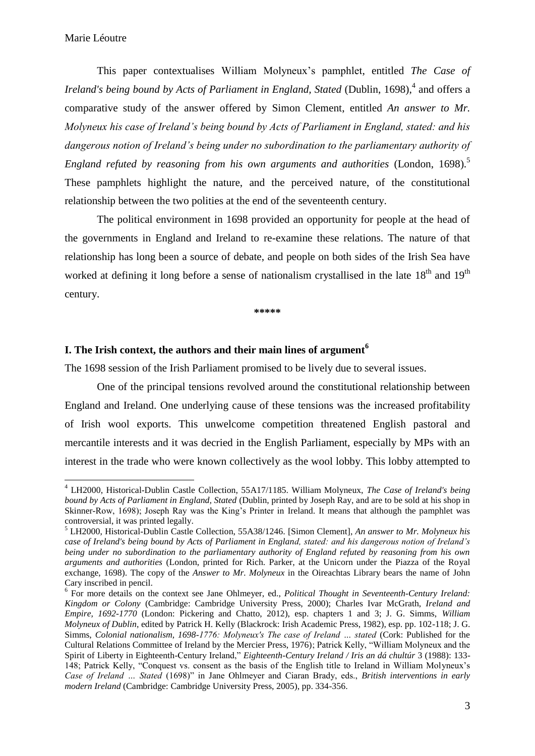This paper contextualises William Molyneux's pamphlet, entitled *The Case of Ireland's being bound by Acts of Parliament in England, Stated* (Dublin, 1698),[4] and offers a comparative study of the answer offered by Simon Clement, entitled *An answer to Mr. Molyneux his case of Ireland's being bound by Acts of Parliament in England, stated: and his dangerous notion of Ireland's being under no subordination to the parliamentary authority of England refuted by reasoning from his own arguments and authorities* (London, 1698).[5] These pamphlets highlight the nature, and the perceived nature, of the constitutional relationship between the two polities at the end of the seventeenth century.

The political environment in 1698 provided an opportunity for people at the head of the governments in England and Ireland to re-examine these relations. The nature of that relationship has long been a source of debate, and people on both sides of the Irish Sea have worked at defining it long before a sense of nationalism crystallised in the late 18th and 19th century.

\*\*\*\*\*

## I. The Irish context, the authors and their main lines of argument[6]

The 1698 session of the Irish Parliament promised to be lively due to several issues.

One of the principal tensions revolved around the constitutional relationship between England and Ireland. One underlying cause of these tensions was the increased profitability of Irish wool exports. This unwelcome competition threatened English pastoral and mercantile interests and it was decried in the English Parliament, especially by MPs with an interest in the trade who were known collectively as the wool lobby. This lobby attempted to

---

[4] LH2000, Historical-Dublin Castle Collection, 55A17/1185. William Molyneux, *The Case of Ireland's being bound by Acts of Parliament in England, Stated* (Dublin, printed by Joseph Ray, and are to be sold at his shop in Skinner-Row, 1698); Joseph Ray was the King's Printer in Ireland. It means that although the pamphlet was controversial, it was printed legally.

[5] LH2000, Historical-Dublin Castle Collection, 55A38/1246. [Simon Clement], *An answer to Mr. Molyneux his case of Ireland's being bound by Acts of Parliament in England, stated: and his dangerous notion of Ireland's being under no subordination to the parliamentary authority of England refuted by reasoning from his own arguments and authorities* (London, printed for Rich. Parker, at the Unicorn under the Piazza of the Royal exchange, 1698). The copy of the *Answer to Mr. Molyneux* in the Oireachtas Library bears the name of John Cary inscribed in pencil.

[6] For more details on the context see Jane Ohlmeyer, ed., *Political Thought in Seventeenth-Century Ireland: Kingdom or Colony* (Cambridge: Cambridge University Press, 2000); Charles Ivar McGrath, *Ireland and Empire, 1692-1770* (London: Pickering and Chatto, 2012), esp. chapters 1 and 3; J. G. Simms, *William Molyneux of Dublin*, edited by Patrick H. Kelly (Blackrock: Irish Academic Press, 1982), esp. pp. 102-118; J. G. Simms, *Colonial nationalism, 1698-1776: Molyneux's The case of Ireland ... stated* (Cork: Published for the Cultural Relations Committee of Ireland by the Mercier Press, 1976); Patrick Kelly, "William Molyneux and the Spirit of Liberty in Eighteenth-Century Ireland," *Eighteenth-Century Ireland / Iris an dá chultúr* 3 (1988): 133-148; Patrick Kelly, "Conquest vs. consent as the basis of the English title to Ireland in William Molyneux's *Case of Ireland ... Stated* (1698)" in Jane Ohlmeyer and Ciaran Brady, eds., *British interventions in early modern Ireland* (Cambridge: Cambridge University Press, 2005), pp. 334-356.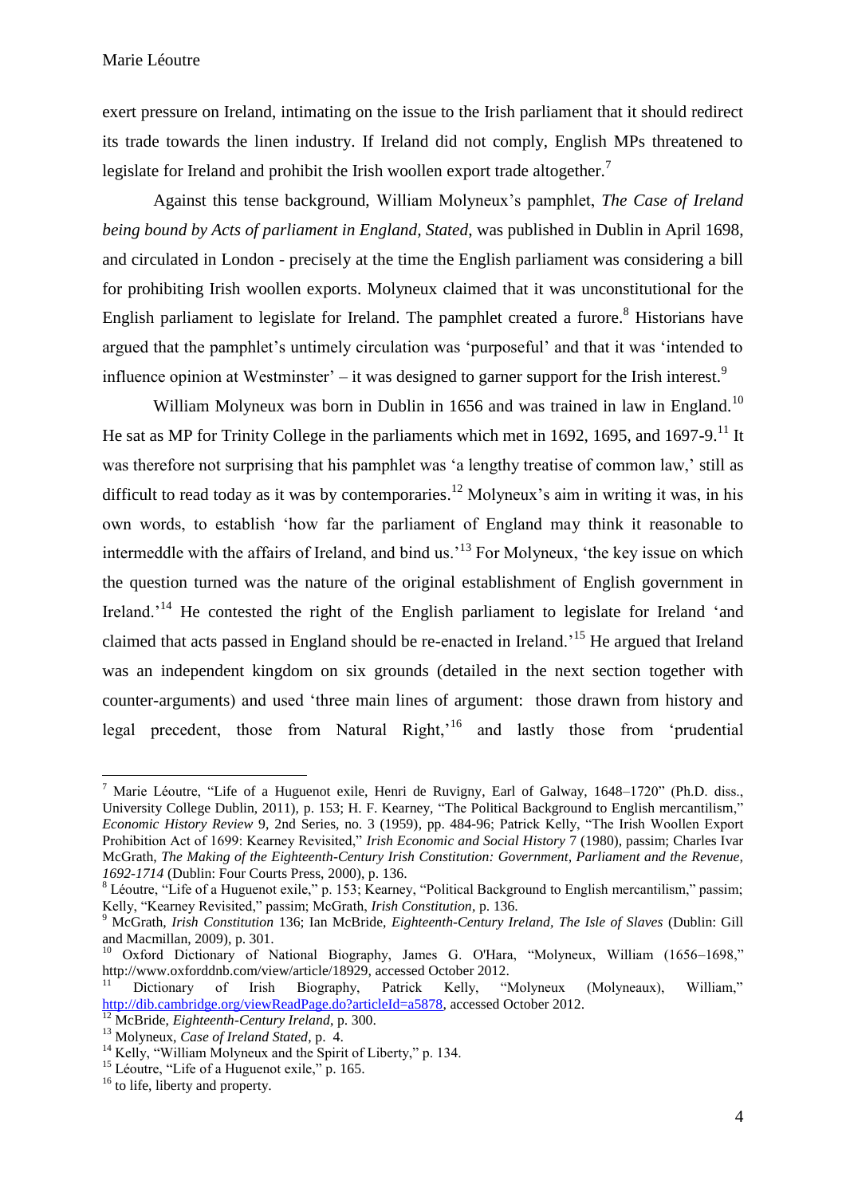exert pressure on Ireland, intimating on the issue to the Irish parliament that it should redirect its trade towards the linen industry. If Ireland did not comply, English MPs threatened to legislate for Ireland and prohibit the Irish woollen export trade altogether.[7]

Against this tense background, William Molyneux's pamphlet, *The Case of Ireland being bound by Acts of parliament in England, Stated*, was published in Dublin in April 1698, and circulated in London - precisely at the time the English parliament was considering a bill for prohibiting Irish woollen exports. Molyneux claimed that it was unconstitutional for the English parliament to legislate for Ireland. The pamphlet created a furore.[8] Historians have argued that the pamphlet's untimely circulation was 'purposeful' and that it was 'intended to influence opinion at Westminster' – it was designed to garner support for the Irish interest.[9]

William Molyneux was born in Dublin in 1656 and was trained in law in England.[10] He sat as MP for Trinity College in the parliaments which met in 1692, 1695, and 1697-9.[11] It was therefore not surprising that his pamphlet was 'a lengthy treatise of common law,' still as difficult to read today as it was by contemporaries.[12] Molyneux's aim in writing it was, in his own words, to establish 'how far the parliament of England may think it reasonable to intermeddle with the affairs of Ireland, and bind us.'[13] For Molyneux, 'the key issue on which the question turned was the nature of the original establishment of English government in Ireland.'[14] He contested the right of the English parliament to legislate for Ireland 'and claimed that acts passed in England should be re-enacted in Ireland.'[15] He argued that Ireland was an independent kingdom on six grounds (detailed in the next section together with counter-arguments) and used 'three main lines of argument: those drawn from history and legal precedent, those from Natural Right,'[16] and lastly those from 'prudential

---

[7] Marie Léoutre, "Life of a Huguenot exile, Henri de Ruvigny, Earl of Galway, 1648–1720" (Ph.D. diss., University College Dublin, 2011), p. 153; H. F. Kearney, "The Political Background to English mercantilism," *Economic History Review* 9, 2nd Series, no. 3 (1959), pp. 484-96; Patrick Kelly, "The Irish Woollen Export Prohibition Act of 1699: Kearney Revisited," *Irish Economic and Social History* 7 (1980), passim; Charles Ivar McGrath, *The Making of the Eighteenth-Century Irish Constitution: Government, Parliament and the Revenue, 1692-1714* (Dublin: Four Courts Press, 2000), p. 136.

[8] Léoutre, "Life of a Huguenot exile," p. 153; Kearney, "Political Background to English mercantilism," passim; Kelly, "Kearney Revisited," passim; McGrath, *Irish Constitution*, p. 136.

[9] McGrath, *Irish Constitution* 136; Ian McBride, *Eighteenth-Century Ireland, The Isle of Slaves* (Dublin: Gill and Macmillan, 2009), p. 301.

[10] Oxford Dictionary of National Biography, James G. O'Hara, "Molyneux, William (1656–1698," http://www.oxforddnb.com/view/article/18929, accessed October 2012.

[11] Dictionary of Irish Biography, Patrick Kelly, "Molyneux (Molyneaux), William," http://dib.cambridge.org/viewReadPage.do?articleId=a5878, accessed October 2012.

[12] McBride, *Eighteenth-Century Ireland*, p. 300.

[13] Molyneux, *Case of Ireland Stated*, p. 4.

[14] Kelly, "William Molyneux and the Spirit of Liberty," p. 134.

[15] Léoutre, "Life of a Huguenot exile," p. 165.

[16] to life, liberty and property.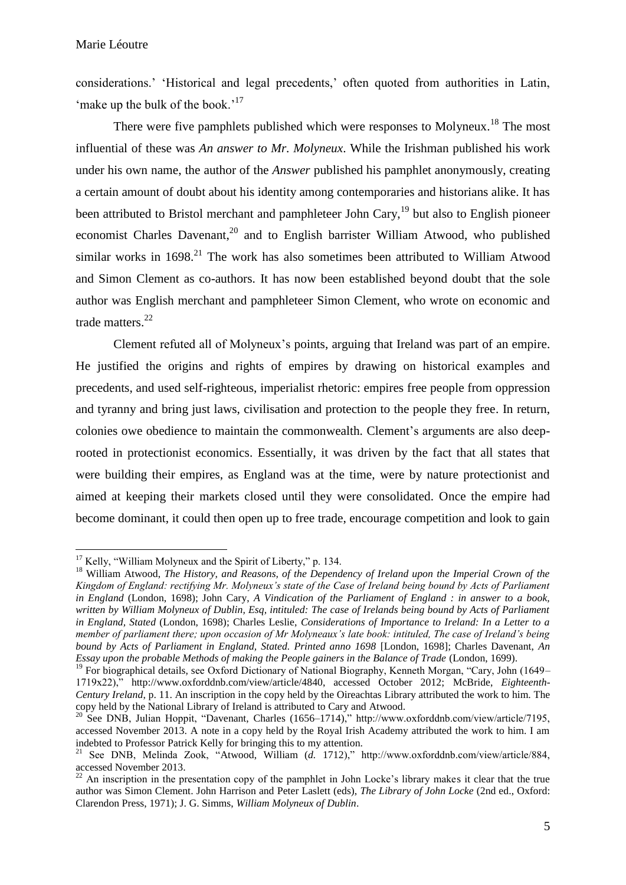considerations.' 'Historical and legal precedents,' often quoted from authorities in Latin, 'make up the bulk of the book.'[17]

There were five pamphlets published which were responses to Molyneux.[18] The most influential of these was *An answer to Mr. Molyneux*. While the Irishman published his work under his own name, the author of the *Answer* published his pamphlet anonymously, creating a certain amount of doubt about his identity among contemporaries and historians alike. It has been attributed to Bristol merchant and pamphleteer John Cary,[19] but also to English pioneer economist Charles Davenant,[20] and to English barrister William Atwood, who published similar works in 1698.[21] The work has also sometimes been attributed to William Atwood and Simon Clement as co-authors. It has now been established beyond doubt that the sole author was English merchant and pamphleteer Simon Clement, who wrote on economic and trade matters.[22]

Clement refuted all of Molyneux's points, arguing that Ireland was part of an empire. He justified the origins and rights of empires by drawing on historical examples and precedents, and used self-righteous, imperialist rhetoric: empires free people from oppression and tyranny and bring just laws, civilisation and protection to the people they free. In return, colonies owe obedience to maintain the commonwealth. Clement's arguments are also deep-rooted in protectionist economics. Essentially, it was driven by the fact that all states that were building their empires, as England was at the time, were by nature protectionist and aimed at keeping their markets closed until they were consolidated. Once the empire had become dominant, it could then open up to free trade, encourage competition and look to gain

---

[17] Kelly, "William Molyneux and the Spirit of Liberty," p. 134.

[18] William Atwood, *The History, and Reasons, of the Dependency of Ireland upon the Imperial Crown of the Kingdom of England: rectifying Mr. Molyneux's state of the Case of Ireland being bound by Acts of Parliament in England* (London, 1698); John Cary, *A Vindication of the Parliament of England : in answer to a book, written by William Molyneux of Dublin, Esq, intituled: The case of Irelands being bound by Acts of Parliament in England, Stated* (London, 1698); Charles Leslie, *Considerations of Importance to Ireland: In a Letter to a member of parliament there; upon occasion of Mr Molyneaux's late book: intituled, The case of Ireland's being bound by Acts of Parliament in England, Stated. Printed anno 1698* [London, 1698]; Charles Davenant, *An Essay upon the probable Methods of making the People gainers in the Balance of Trade* (London, 1699).

[19] For biographical details, see Oxford Dictionary of National Biography, Kenneth Morgan, "Cary, John (1649–1719x22)," http://www.oxforddnb.com/view/article/4840, accessed October 2012; McBride, *Eighteenth-Century Ireland*, p. 11. An inscription in the copy held by the Oireachtas Library attributed the work to him. The copy held by the National Library of Ireland is attributed to Cary and Atwood.

[20] See DNB, Julian Hoppit, "Davenant, Charles (1656–1714)," http://www.oxforddnb.com/view/article/7195, accessed November 2013. A note in a copy held by the Royal Irish Academy attributed the work to him. I am indebted to Professor Patrick Kelly for bringing this to my attention.

[21] See DNB, Melinda Zook, "Atwood, William (*d.* 1712)," http://www.oxforddnb.com/view/article/884, accessed November 2013.

[22] An inscription in the presentation copy of the pamphlet in John Locke's library makes it clear that the true author was Simon Clement. John Harrison and Peter Laslett (eds), *The Library of John Locke* (2nd ed., Oxford: Clarendon Press, 1971); J. G. Simms, *William Molyneux of Dublin*.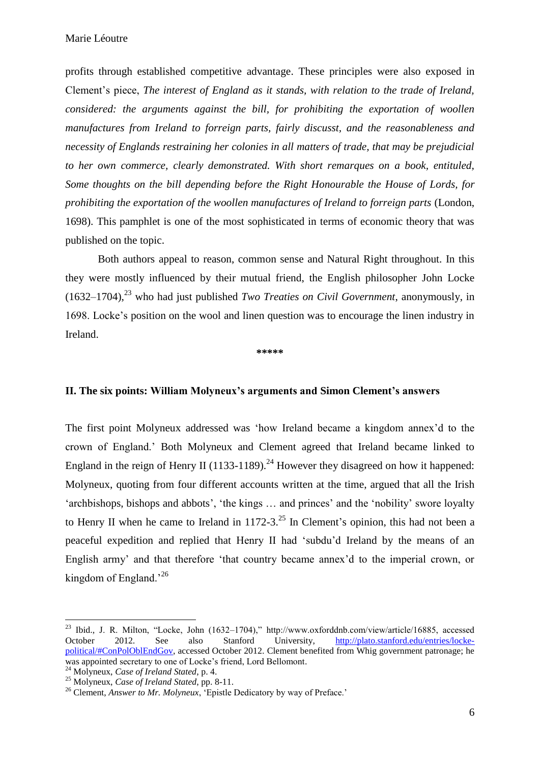profits through established competitive advantage. These principles were also exposed in Clement's piece, *The interest of England as it stands, with relation to the trade of Ireland, considered: the arguments against the bill, for prohibiting the exportation of woollen manufactures from Ireland to forreign parts, fairly discusst, and the reasonableness and necessity of Englands restraining her colonies in all matters of trade, that may be prejudicial to her own commerce, clearly demonstrated. With short remarques on a book, entituled, Some thoughts on the bill depending before the Right Honourable the House of Lords, for prohibiting the exportation of the woollen manufactures of Ireland to forreign parts* (London, 1698). This pamphlet is one of the most sophisticated in terms of economic theory that was published on the topic.

Both authors appeal to reason, common sense and Natural Right throughout. In this they were mostly influenced by their mutual friend, the English philosopher John Locke (1632–1704),[23] who had just published *Two Treaties on Civil Government*, anonymously, in 1698. Locke's position on the wool and linen question was to encourage the linen industry in Ireland.

*****

## II. The six points: William Molyneux's arguments and Simon Clement's answers

The first point Molyneux addressed was 'how Ireland became a kingdom annex'd to the crown of England.' Both Molyneux and Clement agreed that Ireland became linked to England in the reign of Henry II (1133-1189).[24] However they disagreed on how it happened: Molyneux, quoting from four different accounts written at the time, argued that all the Irish 'archbishops, bishops and abbots', 'the kings … and princes' and the 'nobility' swore loyalty to Henry II when he came to Ireland in 1172-3.[25] In Clement's opinion, this had not been a peaceful expedition and replied that Henry II had 'subdu'd Ireland by the means of an English army' and that therefore 'that country became annex'd to the imperial crown, or kingdom of England.'[26]

---

[23] Ibid., J. R. Milton, "Locke, John (1632–1704)," http://www.oxforddnb.com/view/article/16885, accessed October 2012. See also Stanford University, http://plato.stanford.edu/entries/locke-political/#ConPolOblEndGov, accessed October 2012. Clement benefited from Whig government patronage; he was appointed secretary to one of Locke's friend, Lord Bellomont.

[24] Molyneux, *Case of Ireland Stated*, p. 4.

[25] Molyneux, *Case of Ireland Stated*, pp. 8-11.

[26] Clement, *Answer to Mr. Molyneux*, 'Epistle Dedicatory by way of Preface.'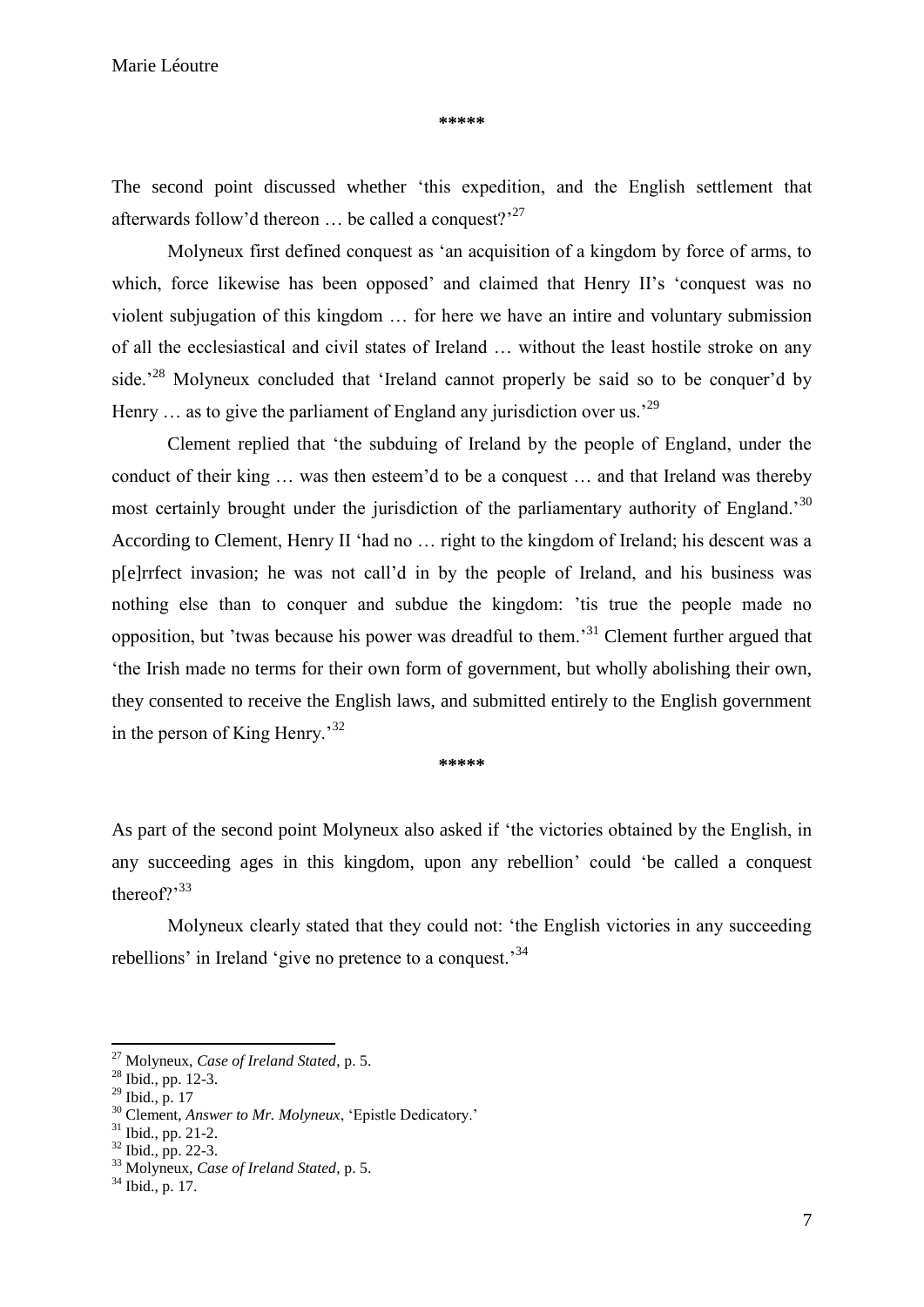\*\*\*\*\*

The second point discussed whether 'this expedition, and the English settlement that afterwards follow'd thereon … be called a conquest?'[27]

Molyneux first defined conquest as 'an acquisition of a kingdom by force of arms, to which, force likewise has been opposed' and claimed that Henry II's 'conquest was no violent subjugation of this kingdom … for here we have an intire and voluntary submission of all the ecclesiastical and civil states of Ireland … without the least hostile stroke on any side.'[28] Molyneux concluded that 'Ireland cannot properly be said so to be conquer'd by Henry … as to give the parliament of England any jurisdiction over us.'[29]

Clement replied that 'the subduing of Ireland by the people of England, under the conduct of their king … was then esteem'd to be a conquest … and that Ireland was thereby most certainly brought under the jurisdiction of the parliamentary authority of England.'[30] According to Clement, Henry II 'had no … right to the kingdom of Ireland; his descent was a p[e]rrfect invasion; he was not call'd in by the people of Ireland, and his business was nothing else than to conquer and subdue the kingdom: 'tis true the people made no opposition, but 'twas because his power was dreadful to them.'[31] Clement further argued that 'the Irish made no terms for their own form of government, but wholly abolishing their own, they consented to receive the English laws, and submitted entirely to the English government in the person of King Henry.'[32]

\*\*\*\*\*

As part of the second point Molyneux also asked if 'the victories obtained by the English, in any succeeding ages in this kingdom, upon any rebellion' could 'be called a conquest thereof?'[33]

Molyneux clearly stated that they could not: 'the English victories in any succeeding rebellions' in Ireland 'give no pretence to a conquest.'[34]

---

[27] Molyneux, *Case of Ireland Stated*, p. 5.
[28] Ibid., pp. 12-3.
[29] Ibid., p. 17
[30] Clement, *Answer to Mr. Molyneux*, 'Epistle Dedicatory.'
[31] Ibid., pp. 21-2.
[32] Ibid., pp. 22-3.
[33] Molyneux, *Case of Ireland Stated*, p. 5.
[34] Ibid., p. 17.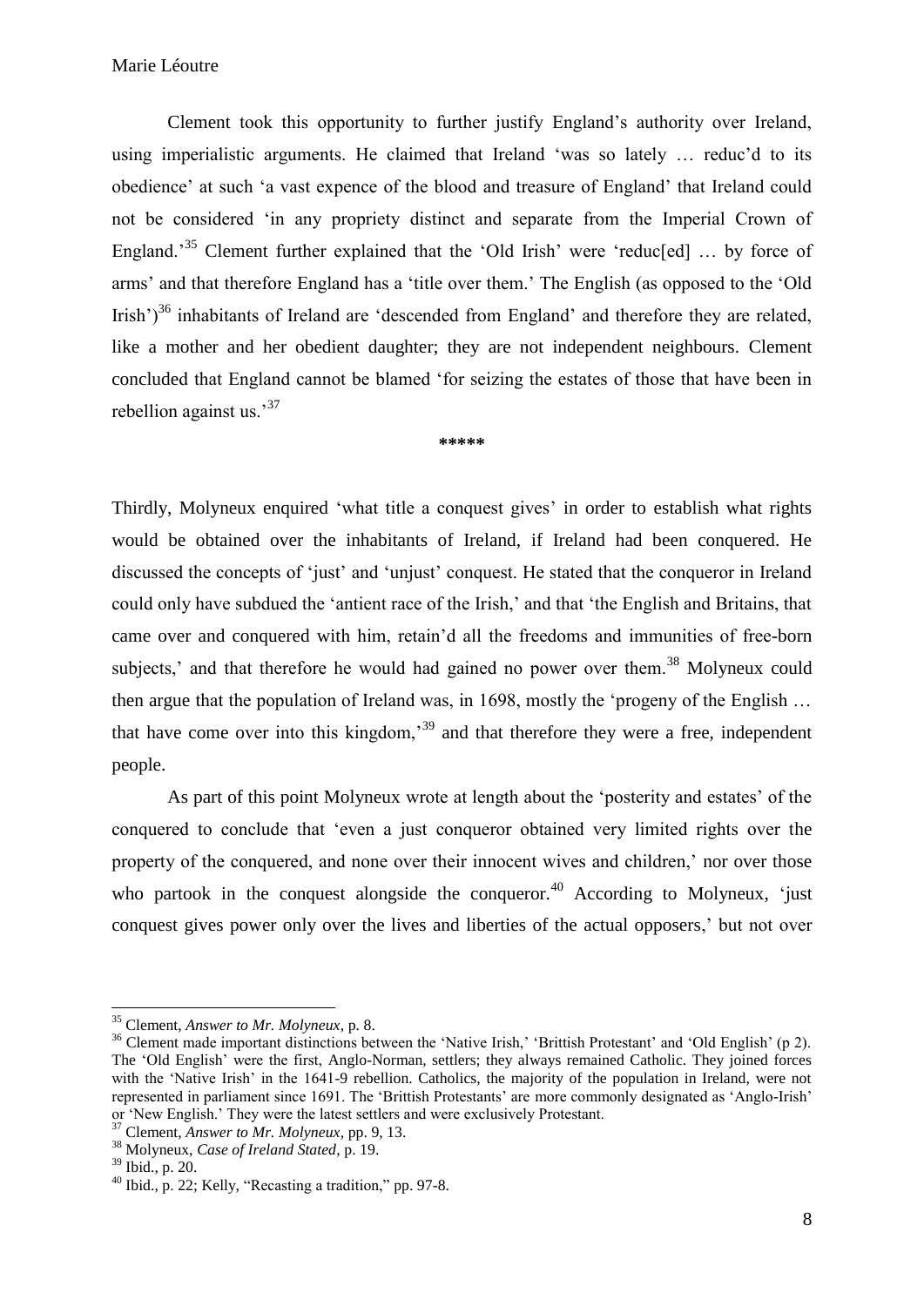Clement took this opportunity to further justify England's authority over Ireland, using imperialistic arguments. He claimed that Ireland 'was so lately … reduc'd to its obedience' at such 'a vast expence of the blood and treasure of England' that Ireland could not be considered 'in any propriety distinct and separate from the Imperial Crown of England.'[35] Clement further explained that the 'Old Irish' were 'reduc[ed] … by force of arms' and that therefore England has a 'title over them.' The English (as opposed to the 'Old Irish')[36] inhabitants of Ireland are 'descended from England' and therefore they are related, like a mother and her obedient daughter; they are not independent neighbours. Clement concluded that England cannot be blamed 'for seizing the estates of those that have been in rebellion against us.'[37]

*****

Thirdly, Molyneux enquired 'what title a conquest gives' in order to establish what rights would be obtained over the inhabitants of Ireland, if Ireland had been conquered. He discussed the concepts of 'just' and 'unjust' conquest. He stated that the conqueror in Ireland could only have subdued the 'antient race of the Irish,' and that 'the English and Britains, that came over and conquered with him, retain'd all the freedoms and immunities of free-born subjects,' and that therefore he would had gained no power over them.[38] Molyneux could then argue that the population of Ireland was, in 1698, mostly the 'progeny of the English … that have come over into this kingdom,'[39] and that therefore they were a free, independent people.

As part of this point Molyneux wrote at length about the 'posterity and estates' of the conquered to conclude that 'even a just conqueror obtained very limited rights over the property of the conquered, and none over their innocent wives and children,' nor over those who partook in the conquest alongside the conqueror.[40] According to Molyneux, 'just conquest gives power only over the lives and liberties of the actual opposers,' but not over

---

[35] Clement, *Answer to Mr. Molyneux*, p. 8.

[36] Clement made important distinctions between the 'Native Irish,' 'Brittish Protestant' and 'Old English' (p 2). The 'Old English' were the first, Anglo-Norman, settlers; they always remained Catholic. They joined forces with the 'Native Irish' in the 1641-9 rebellion. Catholics, the majority of the population in Ireland, were not represented in parliament since 1691. The 'Brittish Protestants' are more commonly designated as 'Anglo-Irish' or 'New English.' They were the latest settlers and were exclusively Protestant.

[37] Clement, *Answer to Mr. Molyneux*, pp. 9, 13.

[38] Molyneux, *Case of Ireland Stated*, p. 19.

[39] Ibid., p. 20.

[40] Ibid., p. 22; Kelly, "Recasting a tradition," pp. 97-8.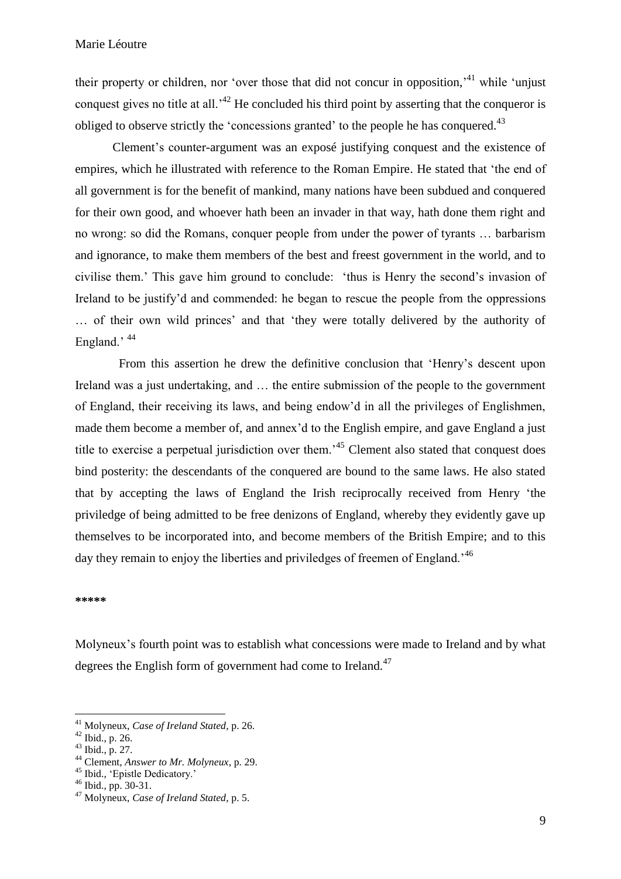their property or children, nor 'over those that did not concur in opposition,'[41] while 'unjust conquest gives no title at all.'[42] He concluded his third point by asserting that the conqueror is obliged to observe strictly the 'concessions granted' to the people he has conquered.[43]

Clement's counter-argument was an exposé justifying conquest and the existence of empires, which he illustrated with reference to the Roman Empire. He stated that 'the end of all government is for the benefit of mankind, many nations have been subdued and conquered for their own good, and whoever hath been an invader in that way, hath done them right and no wrong: so did the Romans, conquer people from under the power of tyrants … barbarism and ignorance, to make them members of the best and freest government in the world, and to civilise them.' This gave him ground to conclude: 'thus is Henry the second's invasion of Ireland to be justify'd and commended: he began to rescue the people from the oppressions … of their own wild princes' and that 'they were totally delivered by the authority of England.' [44]

From this assertion he drew the definitive conclusion that 'Henry's descent upon Ireland was a just undertaking, and … the entire submission of the people to the government of England, their receiving its laws, and being endow'd in all the privileges of Englishmen, made them become a member of, and annex'd to the English empire, and gave England a just title to exercise a perpetual jurisdiction over them.'[45] Clement also stated that conquest does bind posterity: the descendants of the conquered are bound to the same laws. He also stated that by accepting the laws of England the Irish reciprocally received from Henry 'the priviledge of being admitted to be free denizons of England, whereby they evidently gave up themselves to be incorporated into, and become members of the British Empire; and to this day they remain to enjoy the liberties and priviledges of freemen of England.'[46]

**\*\*\*\*\***

Molyneux's fourth point was to establish what concessions were made to Ireland and by what degrees the English form of government had come to Ireland.[47]

---

[41] Molyneux, *Case of Ireland Stated*, p. 26.

[42] Ibid., p. 26.

[43] Ibid., p. 27.

[44] Clement, *Answer to Mr. Molyneux*, p. 29.

[45] Ibid., 'Epistle Dedicatory.'

[46] Ibid., pp. 30-31.

[47] Molyneux, *Case of Ireland Stated*, p. 5.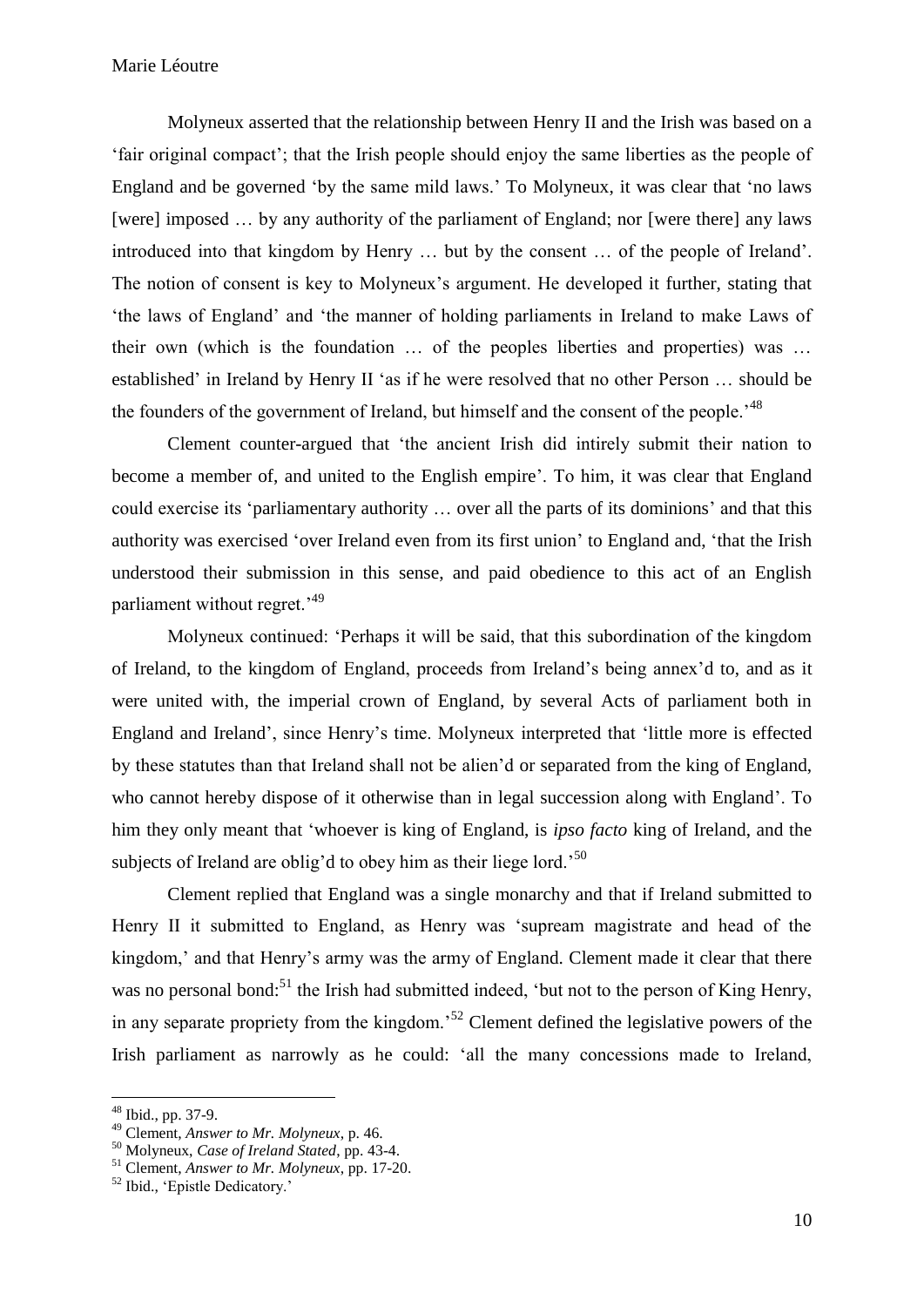Molyneux asserted that the relationship between Henry II and the Irish was based on a 'fair original compact'; that the Irish people should enjoy the same liberties as the people of England and be governed 'by the same mild laws.' To Molyneux, it was clear that 'no laws [were] imposed … by any authority of the parliament of England; nor [were there] any laws introduced into that kingdom by Henry … but by the consent … of the people of Ireland'. The notion of consent is key to Molyneux's argument. He developed it further, stating that 'the laws of England' and 'the manner of holding parliaments in Ireland to make Laws of their own (which is the foundation … of the peoples liberties and properties) was … established' in Ireland by Henry II 'as if he were resolved that no other Person … should be the founders of the government of Ireland, but himself and the consent of the people.'[48]

Clement counter-argued that 'the ancient Irish did intirely submit their nation to become a member of, and united to the English empire'. To him, it was clear that England could exercise its 'parliamentary authority … over all the parts of its dominions' and that this authority was exercised 'over Ireland even from its first union' to England and, 'that the Irish understood their submission in this sense, and paid obedience to this act of an English parliament without regret.'[49]

Molyneux continued: 'Perhaps it will be said, that this subordination of the kingdom of Ireland, to the kingdom of England, proceeds from Ireland's being annex'd to, and as it were united with, the imperial crown of England, by several Acts of parliament both in England and Ireland', since Henry's time. Molyneux interpreted that 'little more is effected by these statutes than that Ireland shall not be alien'd or separated from the king of England, who cannot hereby dispose of it otherwise than in legal succession along with England'. To him they only meant that 'whoever is king of England, is *ipso facto* king of Ireland, and the subjects of Ireland are oblig'd to obey him as their liege lord.'[50]

Clement replied that England was a single monarchy and that if Ireland submitted to Henry II it submitted to England, as Henry was 'supream magistrate and head of the kingdom,' and that Henry's army was the army of England. Clement made it clear that there was no personal bond:[51] the Irish had submitted indeed, 'but not to the person of King Henry, in any separate propriety from the kingdom.'[52] Clement defined the legislative powers of the Irish parliament as narrowly as he could: 'all the many concessions made to Ireland,

---

[48] Ibid., pp. 37-9.

[49] Clement, *Answer to Mr. Molyneux*, p. 46.

[50] Molyneux, *Case of Ireland Stated*, pp. 43-4.

[51] Clement, *Answer to Mr. Molyneux*, pp. 17-20.

[52] Ibid., 'Epistle Dedicatory.'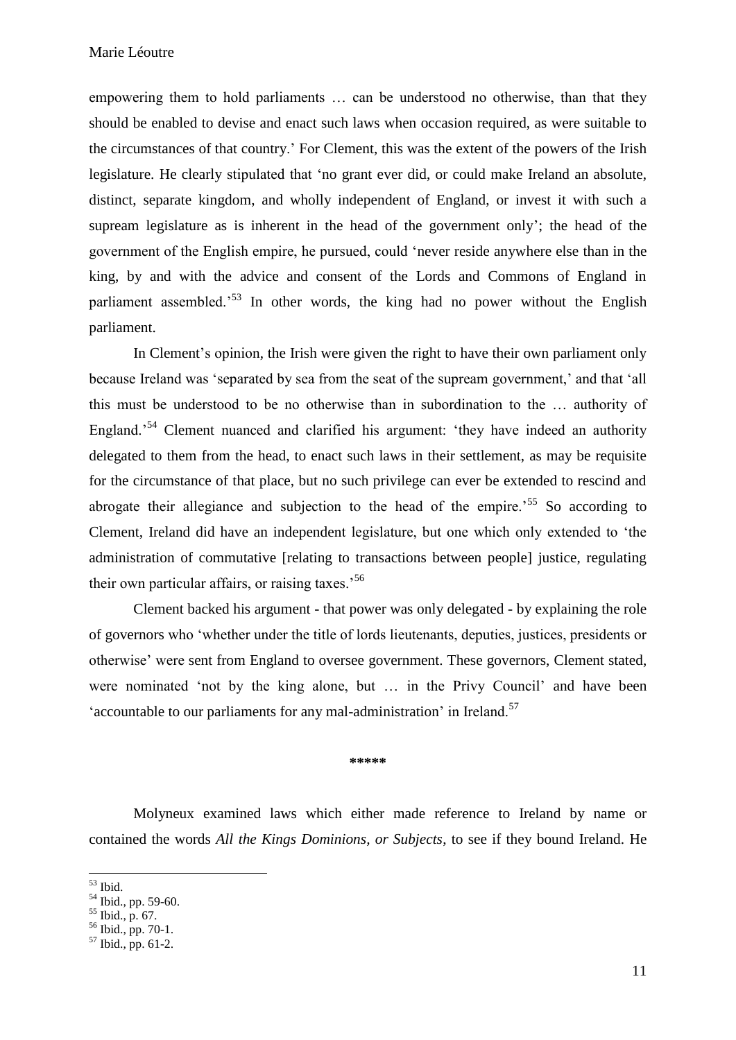empowering them to hold parliaments … can be understood no otherwise, than that they should be enabled to devise and enact such laws when occasion required, as were suitable to the circumstances of that country.' For Clement, this was the extent of the powers of the Irish legislature. He clearly stipulated that 'no grant ever did, or could make Ireland an absolute, distinct, separate kingdom, and wholly independent of England, or invest it with such a supream legislature as is inherent in the head of the government only'; the head of the government of the English empire, he pursued, could 'never reside anywhere else than in the king, by and with the advice and consent of the Lords and Commons of England in parliament assembled.'[53] In other words, the king had no power without the English parliament.

In Clement's opinion, the Irish were given the right to have their own parliament only because Ireland was 'separated by sea from the seat of the supream government,' and that 'all this must be understood to be no otherwise than in subordination to the … authority of England.'[54] Clement nuanced and clarified his argument: 'they have indeed an authority delegated to them from the head, to enact such laws in their settlement, as may be requisite for the circumstance of that place, but no such privilege can ever be extended to rescind and abrogate their allegiance and subjection to the head of the empire.'[55] So according to Clement, Ireland did have an independent legislature, but one which only extended to 'the administration of commutative [relating to transactions between people] justice, regulating their own particular affairs, or raising taxes.'[56]

Clement backed his argument - that power was only delegated - by explaining the role of governors who 'whether under the title of lords lieutenants, deputies, justices, presidents or otherwise' were sent from England to oversee government. These governors, Clement stated, were nominated 'not by the king alone, but … in the Privy Council' and have been 'accountable to our parliaments for any mal-administration' in Ireland.[57]

\*\*\*\*\*

Molyneux examined laws which either made reference to Ireland by name or contained the words *All the Kings Dominions, or Subjects*, to see if they bound Ireland. He

[53] Ibid.

[54] Ibid., pp. 59-60.

[55] Ibid., p. 67.

[56] Ibid., pp. 70-1.

[57] Ibid., pp. 61-2.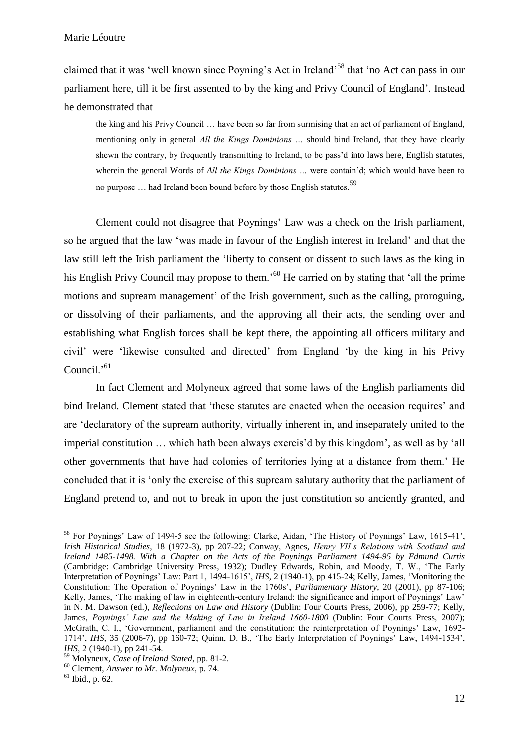claimed that it was 'well known since Poyning's Act in Ireland'[58] that 'no Act can pass in our parliament here, till it be first assented to by the king and Privy Council of England'. Instead he demonstrated that

> the king and his Privy Council … have been so far from surmising that an act of parliament of England, mentioning only in general *All the Kings Dominions* ... should bind Ireland, that they have clearly shewn the contrary, by frequently transmitting to Ireland, to be pass'd into laws here, English statutes, wherein the general Words of *All the Kings Dominions* ... were contain'd; which would have been to no purpose … had Ireland been bound before by those English statutes.[59]

Clement could not disagree that Poynings' Law was a check on the Irish parliament, so he argued that the law 'was made in favour of the English interest in Ireland' and that the law still left the Irish parliament the 'liberty to consent or dissent to such laws as the king in his English Privy Council may propose to them.'[60] He carried on by stating that 'all the prime motions and supream management' of the Irish government, such as the calling, proroguing, or dissolving of their parliaments, and the approving all their acts, the sending over and establishing what English forces shall be kept there, the appointing all officers military and civil' were 'likewise consulted and directed' from England 'by the king in his Privy Council.'[61]

In fact Clement and Molyneux agreed that some laws of the English parliaments did bind Ireland. Clement stated that 'these statutes are enacted when the occasion requires' and are 'declaratory of the supream authority, virtually inherent in, and inseparately united to the imperial constitution … which hath been always exercis'd by this kingdom', as well as by 'all other governments that have had colonies of territories lying at a distance from them.' He concluded that it is 'only the exercise of this supream salutary authority that the parliament of England pretend to, and not to break in upon the just constitution so anciently granted, and

---

[58] For Poynings' Law of 1494-5 see the following: Clarke, Aidan, 'The History of Poynings' Law, 1615-41', *Irish Historical Studies*, 18 (1972-3), pp 207-22; Conway, Agnes, *Henry VII's Relations with Scotland and Ireland 1485-1498. With a Chapter on the Acts of the Poynings Parliament 1494-95 by Edmund Curtis* (Cambridge: Cambridge University Press, 1932); Dudley Edwards, Robin, and Moody, T. W., 'The Early Interpretation of Poynings' Law: Part 1, 1494-1615', *IHS*, 2 (1940-1), pp 415-24; Kelly, James, 'Monitoring the Constitution: The Operation of Poynings' Law in the 1760s', *Parliamentary History*, 20 (2001), pp 87-106; Kelly, James, 'The making of law in eighteenth-century Ireland: the significance and import of Poynings' Law' in N. M. Dawson (ed.), *Reflections on Law and History* (Dublin: Four Courts Press, 2006), pp 259-77; Kelly, James, *Poynings' Law and the Making of Law in Ireland 1660-1800* (Dublin: Four Courts Press, 2007); McGrath, C. I., 'Government, parliament and the constitution: the reinterpretation of Poynings' Law, 1692-1714', *IHS*, 35 (2006-7), pp 160-72; Quinn, D. B., 'The Early Interpretation of Poynings' Law, 1494-1534', *IHS*, 2 (1940-1), pp 241-54.

[59] Molyneux, *Case of Ireland Stated*, pp. 81-2.

[60] Clement, *Answer to Mr. Molyneux*, p. 74.

[61] Ibid., p. 62.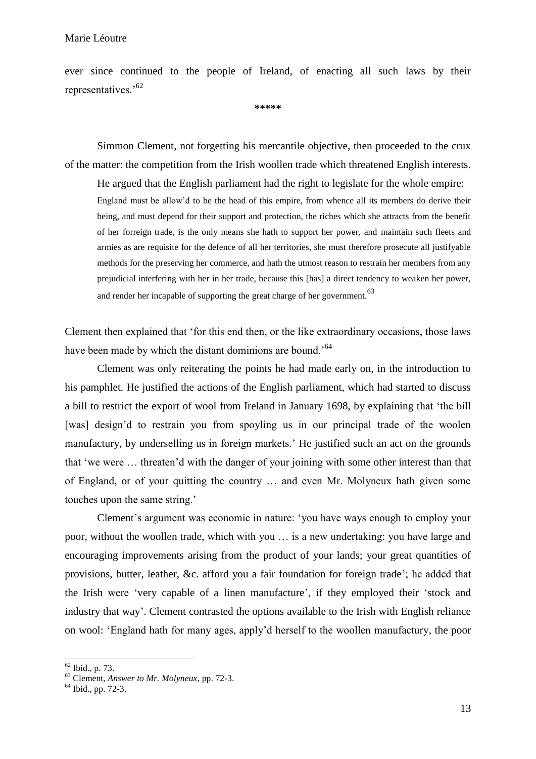ever since continued to the people of Ireland, of enacting all such laws by their representatives.'[62]

\*\*\*\*\*

Simmon Clement, not forgetting his mercantile objective, then proceeded to the crux of the matter: the competition from the Irish woollen trade which threatened English interests.

He argued that the English parliament had the right to legislate for the whole empire:

> England must be allow'd to be the head of this empire, from whence all its members do derive their being, and must depend for their support and protection, the riches which she attracts from the benefit of her forreign trade, is the only means she hath to support her power, and maintain such fleets and armies as are requisite for the defence of all her territories, she must therefore prosecute all justifyable methods for the preserving her commerce, and hath the utmost reason to restrain her members from any prejudicial interfering with her in her trade, because this [has] a direct tendency to weaken her power, and render her incapable of supporting the great charge of her government.[63]

Clement then explained that 'for this end then, or the like extraordinary occasions, those laws have been made by which the distant dominions are bound.'[64]

Clement was only reiterating the points he had made early on, in the introduction to his pamphlet. He justified the actions of the English parliament, which had started to discuss a bill to restrict the export of wool from Ireland in January 1698, by explaining that 'the bill [was] design'd to restrain you from spoyling us in our principal trade of the woolen manufactury, by underselling us in foreign markets.' He justified such an act on the grounds that 'we were … threaten'd with the danger of your joining with some other interest than that of England, or of your quitting the country … and even Mr. Molyneux hath given some touches upon the same string.'

Clement's argument was economic in nature: 'you have ways enough to employ your poor, without the woollen trade, which with you … is a new undertaking: you have large and encouraging improvements arising from the product of your lands; your great quantities of provisions, butter, leather, &c. afford you a fair foundation for foreign trade'; he added that the Irish were 'very capable of a linen manufacture', if they employed their 'stock and industry that way'. Clement contrasted the options available to the Irish with English reliance on wool: 'England hath for many ages, apply'd herself to the woollen manufactury, the poor

[62] Ibid., p. 73.

[63] Clement, *Answer to Mr. Molyneux*, pp. 72-3.

[64] Ibid., pp. 72-3.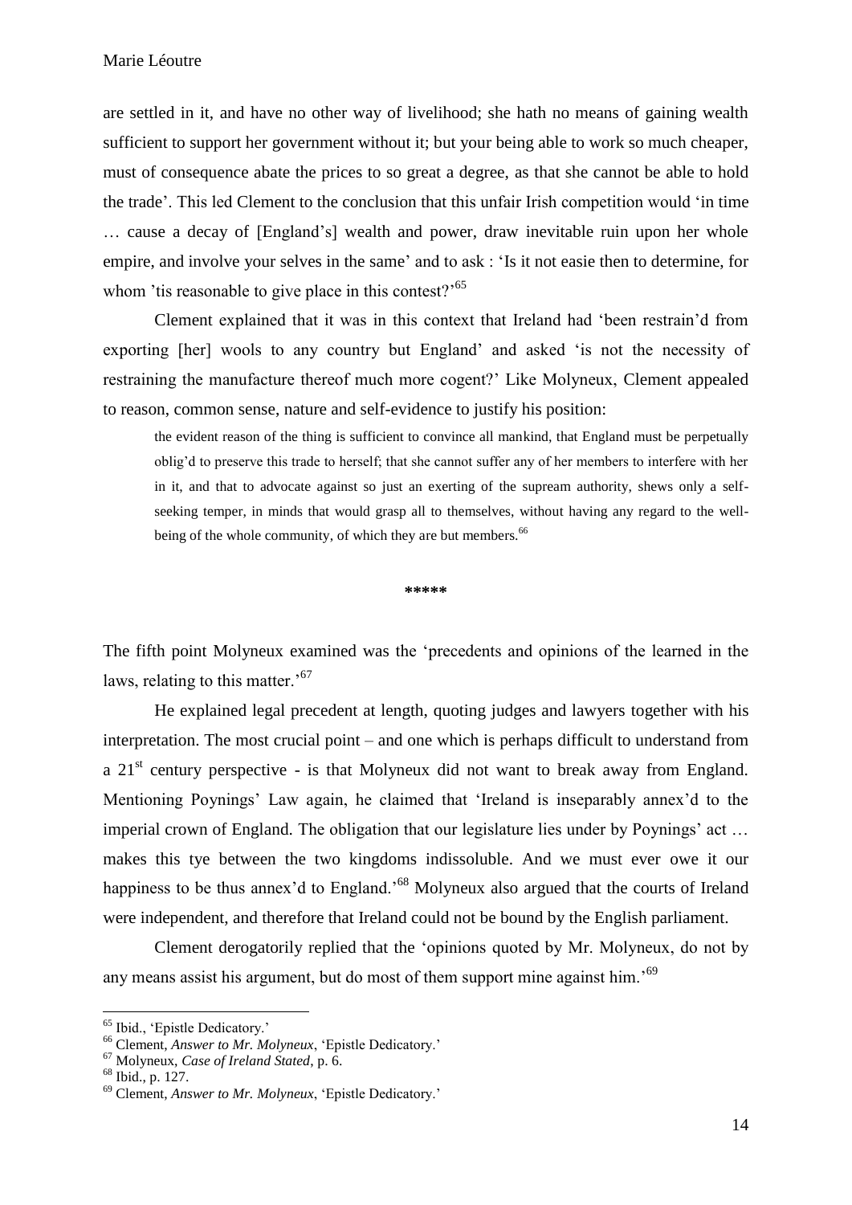are settled in it, and have no other way of livelihood; she hath no means of gaining wealth sufficient to support her government without it; but your being able to work so much cheaper, must of consequence abate the prices to so great a degree, as that she cannot be able to hold the trade'. This led Clement to the conclusion that this unfair Irish competition would 'in time … cause a decay of [England's] wealth and power, draw inevitable ruin upon her whole empire, and involve your selves in the same' and to ask : 'Is it not easie then to determine, for whom 'tis reasonable to give place in this contest?'[65]

Clement explained that it was in this context that Ireland had 'been restrain'd from exporting [her] wools to any country but England' and asked 'is not the necessity of restraining the manufacture thereof much more cogent?' Like Molyneux, Clement appealed to reason, common sense, nature and self-evidence to justify his position:

> the evident reason of the thing is sufficient to convince all mankind, that England must be perpetually oblig'd to preserve this trade to herself; that she cannot suffer any of her members to interfere with her in it, and that to advocate against so just an exerting of the supream authority, shews only a self-seeking temper, in minds that would grasp all to themselves, without having any regard to the well-being of the whole community, of which they are but members.[66]

*****

The fifth point Molyneux examined was the 'precedents and opinions of the learned in the laws, relating to this matter.'[67]

He explained legal precedent at length, quoting judges and lawyers together with his interpretation. The most crucial point – and one which is perhaps difficult to understand from a 21st century perspective - is that Molyneux did not want to break away from England. Mentioning Poynings' Law again, he claimed that 'Ireland is inseparably annex'd to the imperial crown of England. The obligation that our legislature lies under by Poynings' act … makes this tye between the two kingdoms indissoluble. And we must ever owe it our happiness to be thus annex'd to England.'[68] Molyneux also argued that the courts of Ireland were independent, and therefore that Ireland could not be bound by the English parliament.

Clement derogatorily replied that the 'opinions quoted by Mr. Molyneux, do not by any means assist his argument, but do most of them support mine against him.'[69]

---

[65] Ibid., 'Epistle Dedicatory.'

[66] Clement, *Answer to Mr. Molyneux*, 'Epistle Dedicatory.'

[67] Molyneux, *Case of Ireland Stated*, p. 6.

[68] Ibid., p. 127.

[69] Clement, *Answer to Mr. Molyneux*, 'Epistle Dedicatory.'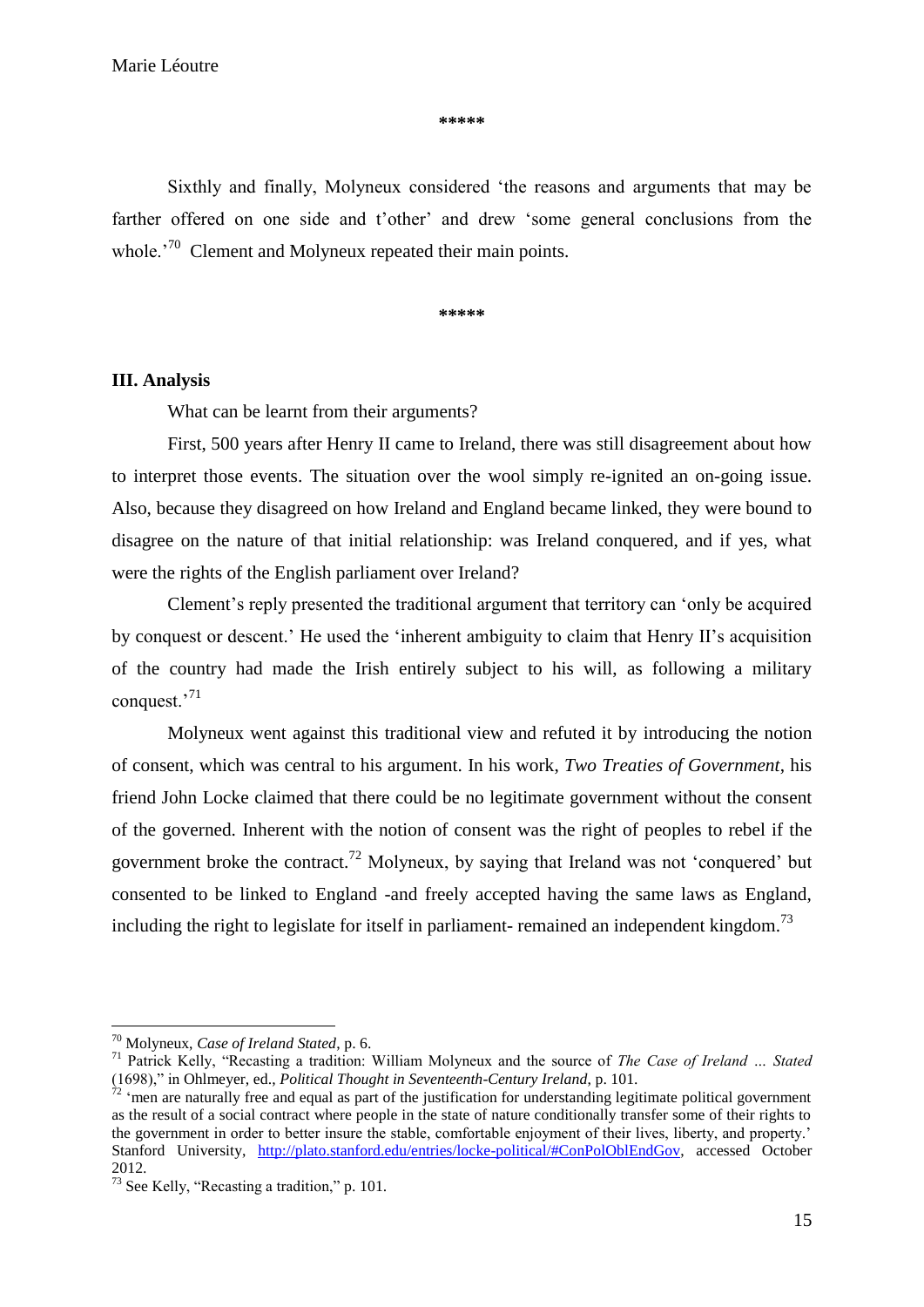\*\*\*\*\*

Sixthly and finally, Molyneux considered 'the reasons and arguments that may be farther offered on one side and t'other' and drew 'some general conclusions from the whole.'[70] Clement and Molyneux repeated their main points.

\*\*\*\*\*

**III. Analysis**

What can be learnt from their arguments?

First, 500 years after Henry II came to Ireland, there was still disagreement about how to interpret those events. The situation over the wool simply re-ignited an on-going issue. Also, because they disagreed on how Ireland and England became linked, they were bound to disagree on the nature of that initial relationship: was Ireland conquered, and if yes, what were the rights of the English parliament over Ireland?

Clement's reply presented the traditional argument that territory can 'only be acquired by conquest or descent.' He used the 'inherent ambiguity to claim that Henry II's acquisition of the country had made the Irish entirely subject to his will, as following a military conquest.'[71]

Molyneux went against this traditional view and refuted it by introducing the notion of consent, which was central to his argument. In his work, *Two Treaties of Government*, his friend John Locke claimed that there could be no legitimate government without the consent of the governed. Inherent with the notion of consent was the right of peoples to rebel if the government broke the contract.[72] Molyneux, by saying that Ireland was not 'conquered' but consented to be linked to England -and freely accepted having the same laws as England, including the right to legislate for itself in parliament- remained an independent kingdom.[73]

---

[70] Molyneux, *Case of Ireland Stated*, p. 6.

[71] Patrick Kelly, "Recasting a tradition: William Molyneux and the source of *The Case of Ireland ... Stated* (1698)," in Ohlmeyer, ed., *Political Thought in Seventeenth-Century Ireland*, p. 101.

[72] 'men are naturally free and equal as part of the justification for understanding legitimate political government as the result of a social contract where people in the state of nature conditionally transfer some of their rights to the government in order to better insure the stable, comfortable enjoyment of their lives, liberty, and property.' Stanford University, http://plato.stanford.edu/entries/locke-political/#ConPolOblEndGov, accessed October 2012.

[73] See Kelly, "Recasting a tradition," p. 101.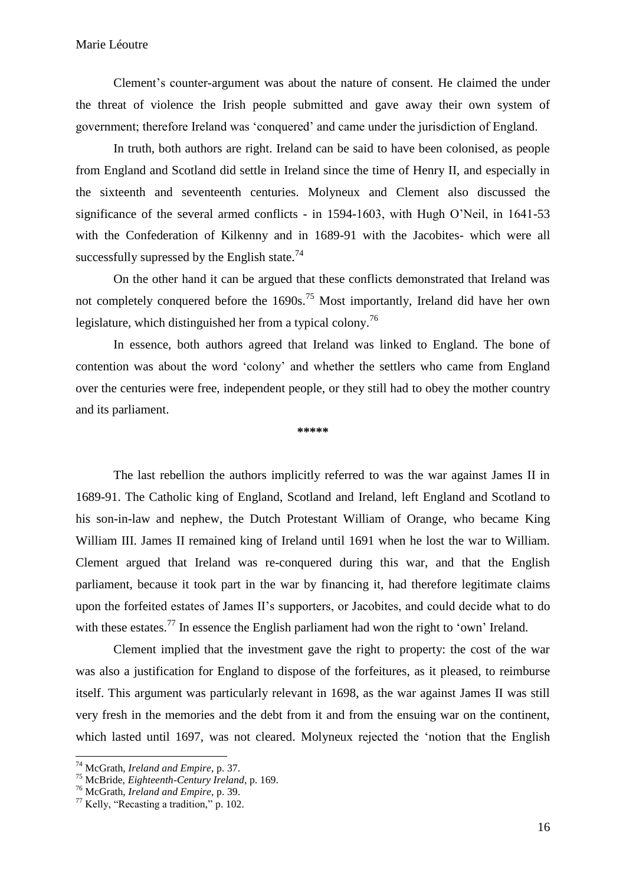Clement's counter-argument was about the nature of consent. He claimed the under the threat of violence the Irish people submitted and gave away their own system of government; therefore Ireland was 'conquered' and came under the jurisdiction of England.

In truth, both authors are right. Ireland can be said to have been colonised, as people from England and Scotland did settle in Ireland since the time of Henry II, and especially in the sixteenth and seventeenth centuries. Molyneux and Clement also discussed the significance of the several armed conflicts - in 1594-1603, with Hugh O'Neil, in 1641-53 with the Confederation of Kilkenny and in 1689-91 with the Jacobites- which were all successfully supressed by the English state.[74]

On the other hand it can be argued that these conflicts demonstrated that Ireland was not completely conquered before the 1690s.[75] Most importantly, Ireland did have her own legislature, which distinguished her from a typical colony.[76]

In essence, both authors agreed that Ireland was linked to England. The bone of contention was about the word 'colony' and whether the settlers who came from England over the centuries were free, independent people, or they still had to obey the mother country and its parliament.

*****

The last rebellion the authors implicitly referred to was the war against James II in 1689-91. The Catholic king of England, Scotland and Ireland, left England and Scotland to his son-in-law and nephew, the Dutch Protestant William of Orange, who became King William III. James II remained king of Ireland until 1691 when he lost the war to William. Clement argued that Ireland was re-conquered during this war, and that the English parliament, because it took part in the war by financing it, had therefore legitimate claims upon the forfeited estates of James II's supporters, or Jacobites, and could decide what to do with these estates.[77] In essence the English parliament had won the right to 'own' Ireland.

Clement implied that the investment gave the right to property: the cost of the war was also a justification for England to dispose of the forfeitures, as it pleased, to reimburse itself. This argument was particularly relevant in 1698, as the war against James II was still very fresh in the memories and the debt from it and from the ensuing war on the continent, which lasted until 1697, was not cleared. Molyneux rejected the 'notion that the English

---

[74] McGrath, *Ireland and Empire*, p. 37.

[75] McBride, *Eighteenth-Century Ireland*, p. 169.

[76] McGrath, *Ireland and Empire*, p. 39.

[77] Kelly, "Recasting a tradition," p. 102.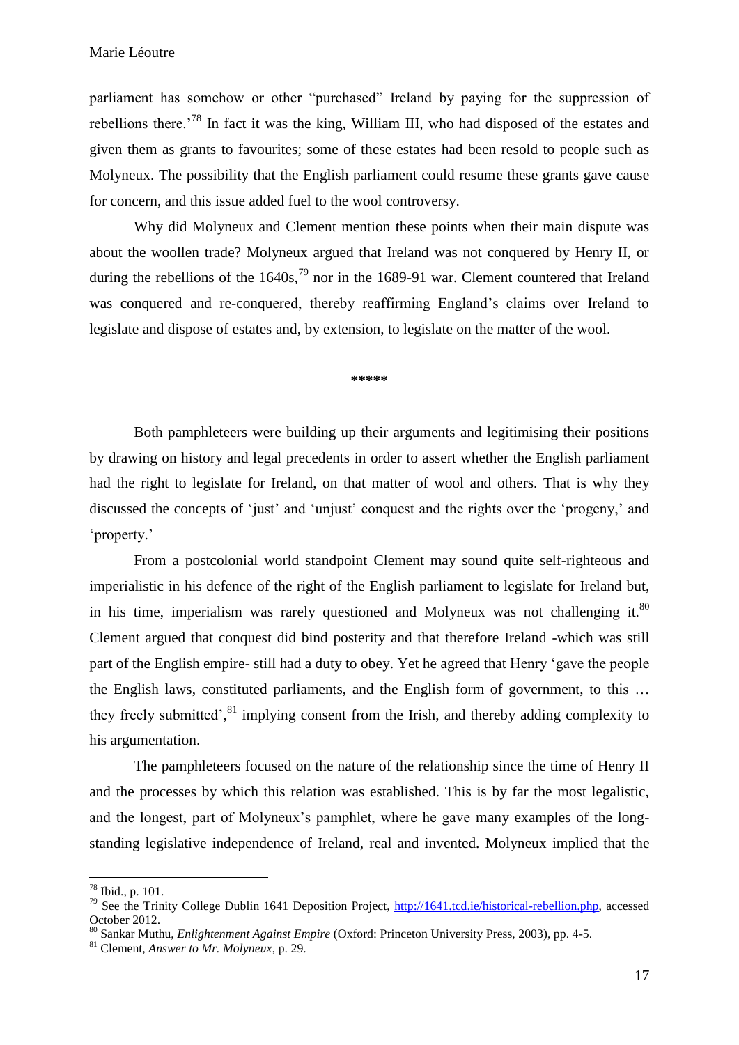parliament has somehow or other "purchased" Ireland by paying for the suppression of rebellions there.'[78] In fact it was the king, William III, who had disposed of the estates and given them as grants to favourites; some of these estates had been resold to people such as Molyneux. The possibility that the English parliament could resume these grants gave cause for concern, and this issue added fuel to the wool controversy.

Why did Molyneux and Clement mention these points when their main dispute was about the woollen trade? Molyneux argued that Ireland was not conquered by Henry II, or during the rebellions of the 1640s,[79] nor in the 1689-91 war. Clement countered that Ireland was conquered and re-conquered, thereby reaffirming England's claims over Ireland to legislate and dispose of estates and, by extension, to legislate on the matter of the wool.

**\*\*\*\*\***

Both pamphleteers were building up their arguments and legitimising their positions by drawing on history and legal precedents in order to assert whether the English parliament had the right to legislate for Ireland, on that matter of wool and others. That is why they discussed the concepts of 'just' and 'unjust' conquest and the rights over the 'progeny,' and 'property.'

From a postcolonial world standpoint Clement may sound quite self-righteous and imperialistic in his defence of the right of the English parliament to legislate for Ireland but, in his time, imperialism was rarely questioned and Molyneux was not challenging it.[80] Clement argued that conquest did bind posterity and that therefore Ireland -which was still part of the English empire- still had a duty to obey. Yet he agreed that Henry 'gave the people the English laws, constituted parliaments, and the English form of government, to this … they freely submitted',[81] implying consent from the Irish, and thereby adding complexity to his argumentation.

The pamphleteers focused on the nature of the relationship since the time of Henry II and the processes by which this relation was established. This is by far the most legalistic, and the longest, part of Molyneux's pamphlet, where he gave many examples of the long-standing legislative independence of Ireland, real and invented. Molyneux implied that the

---

[78] Ibid., p. 101.

[79] See the Trinity College Dublin 1641 Deposition Project, http://1641.tcd.ie/historical-rebellion.php, accessed October 2012.

[80] Sankar Muthu, *Enlightenment Against Empire* (Oxford: Princeton University Press, 2003), pp. 4-5.

[81] Clement, *Answer to Mr. Molyneux*, p. 29.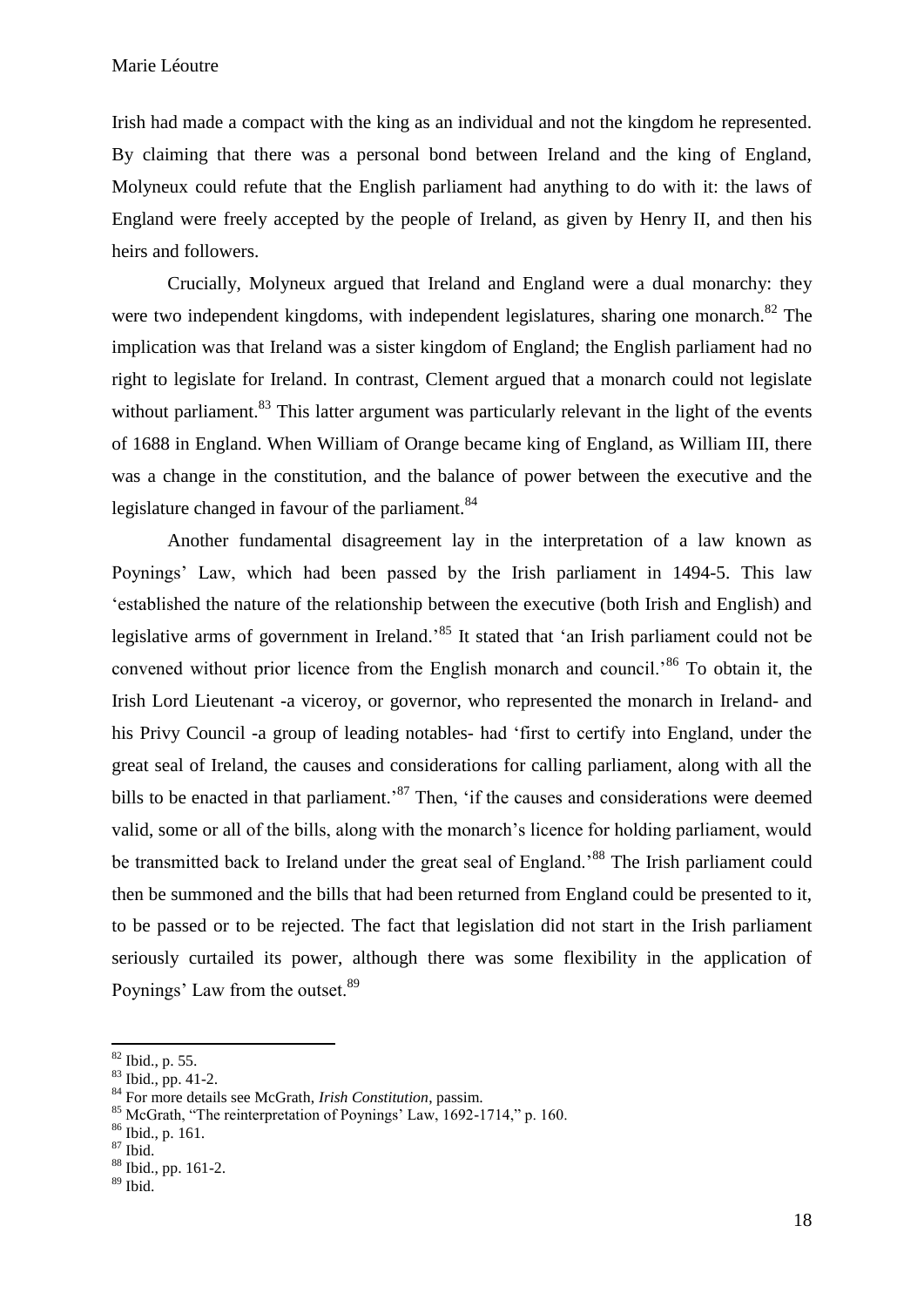Irish had made a compact with the king as an individual and not the kingdom he represented. By claiming that there was a personal bond between Ireland and the king of England, Molyneux could refute that the English parliament had anything to do with it: the laws of England were freely accepted by the people of Ireland, as given by Henry II, and then his heirs and followers.

Crucially, Molyneux argued that Ireland and England were a dual monarchy: they were two independent kingdoms, with independent legislatures, sharing one monarch.[82] The implication was that Ireland was a sister kingdom of England; the English parliament had no right to legislate for Ireland. In contrast, Clement argued that a monarch could not legislate without parliament.[83] This latter argument was particularly relevant in the light of the events of 1688 in England. When William of Orange became king of England, as William III, there was a change in the constitution, and the balance of power between the executive and the legislature changed in favour of the parliament.[84]

Another fundamental disagreement lay in the interpretation of a law known as Poynings' Law, which had been passed by the Irish parliament in 1494-5. This law 'established the nature of the relationship between the executive (both Irish and English) and legislative arms of government in Ireland.'[85] It stated that 'an Irish parliament could not be convened without prior licence from the English monarch and council.'[86] To obtain it, the Irish Lord Lieutenant -a viceroy, or governor, who represented the monarch in Ireland- and his Privy Council -a group of leading notables- had 'first to certify into England, under the great seal of Ireland, the causes and considerations for calling parliament, along with all the bills to be enacted in that parliament.'[87] Then, 'if the causes and considerations were deemed valid, some or all of the bills, along with the monarch's licence for holding parliament, would be transmitted back to Ireland under the great seal of England.'[88] The Irish parliament could then be summoned and the bills that had been returned from England could be presented to it, to be passed or to be rejected. The fact that legislation did not start in the Irish parliament seriously curtailed its power, although there was some flexibility in the application of Poynings' Law from the outset.[89]

---

[82] Ibid., p. 55.

[83] Ibid., pp. 41-2.

[84] For more details see McGrath, *Irish Constitution*, passim.

[85] McGrath, "The reinterpretation of Poynings' Law, 1692-1714," p. 160.

[86] Ibid., p. 161.

[87] Ibid.

[88] Ibid., pp. 161-2.

[89] Ibid.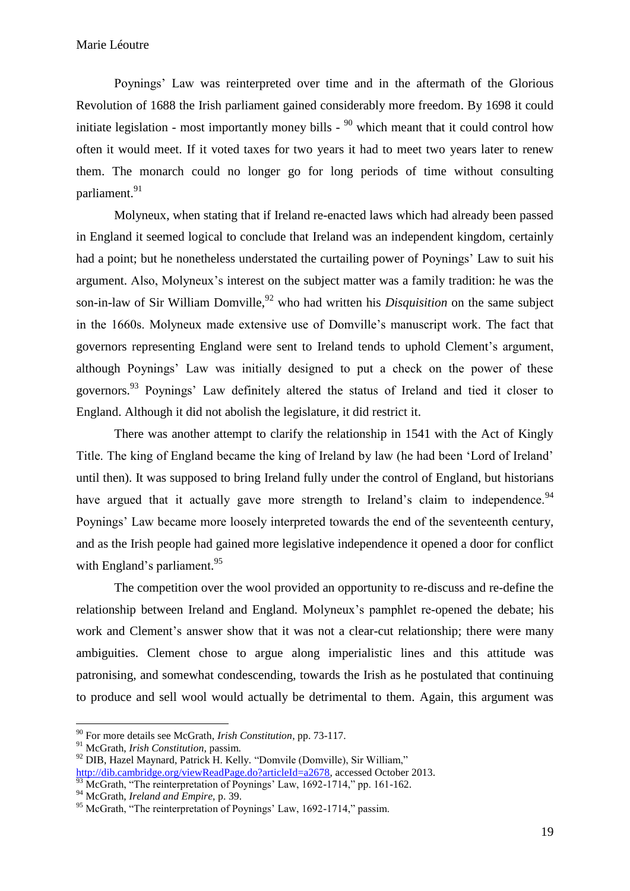Poynings' Law was reinterpreted over time and in the aftermath of the Glorious Revolution of 1688 the Irish parliament gained considerably more freedom. By 1698 it could initiate legislation - most importantly money bills - [90] which meant that it could control how often it would meet. If it voted taxes for two years it had to meet two years later to renew them. The monarch could no longer go for long periods of time without consulting parliament.[91]

Molyneux, when stating that if Ireland re-enacted laws which had already been passed in England it seemed logical to conclude that Ireland was an independent kingdom, certainly had a point; but he nonetheless understated the curtailing power of Poynings' Law to suit his argument. Also, Molyneux's interest on the subject matter was a family tradition: he was the son-in-law of Sir William Domville,[92] who had written his *Disquisition* on the same subject in the 1660s. Molyneux made extensive use of Domville's manuscript work. The fact that governors representing England were sent to Ireland tends to uphold Clement's argument, although Poynings' Law was initially designed to put a check on the power of these governors.[93] Poynings' Law definitely altered the status of Ireland and tied it closer to England. Although it did not abolish the legislature, it did restrict it.

There was another attempt to clarify the relationship in 1541 with the Act of Kingly Title. The king of England became the king of Ireland by law (he had been 'Lord of Ireland' until then). It was supposed to bring Ireland fully under the control of England, but historians have argued that it actually gave more strength to Ireland's claim to independence.[94] Poynings' Law became more loosely interpreted towards the end of the seventeenth century, and as the Irish people had gained more legislative independence it opened a door for conflict with England's parliament.[95]

The competition over the wool provided an opportunity to re-discuss and re-define the relationship between Ireland and England. Molyneux's pamphlet re-opened the debate; his work and Clement's answer show that it was not a clear-cut relationship; there were many ambiguities. Clement chose to argue along imperialistic lines and this attitude was patronising, and somewhat condescending, towards the Irish as he postulated that continuing to produce and sell wool would actually be detrimental to them. Again, this argument was

---

[90] For more details see McGrath, *Irish Constitution*, pp. 73-117.

[91] McGrath, *Irish Constitution*, passim.

[92] DIB, Hazel Maynard, Patrick H. Kelly. "Domvile (Domville), Sir William," http://dib.cambridge.org/viewReadPage.do?articleId=a2678, accessed October 2013.

[93] McGrath, "The reinterpretation of Poynings' Law, 1692-1714," pp. 161-162.

[94] McGrath, *Ireland and Empire*, p. 39.

[95] McGrath, "The reinterpretation of Poynings' Law, 1692-1714," passim.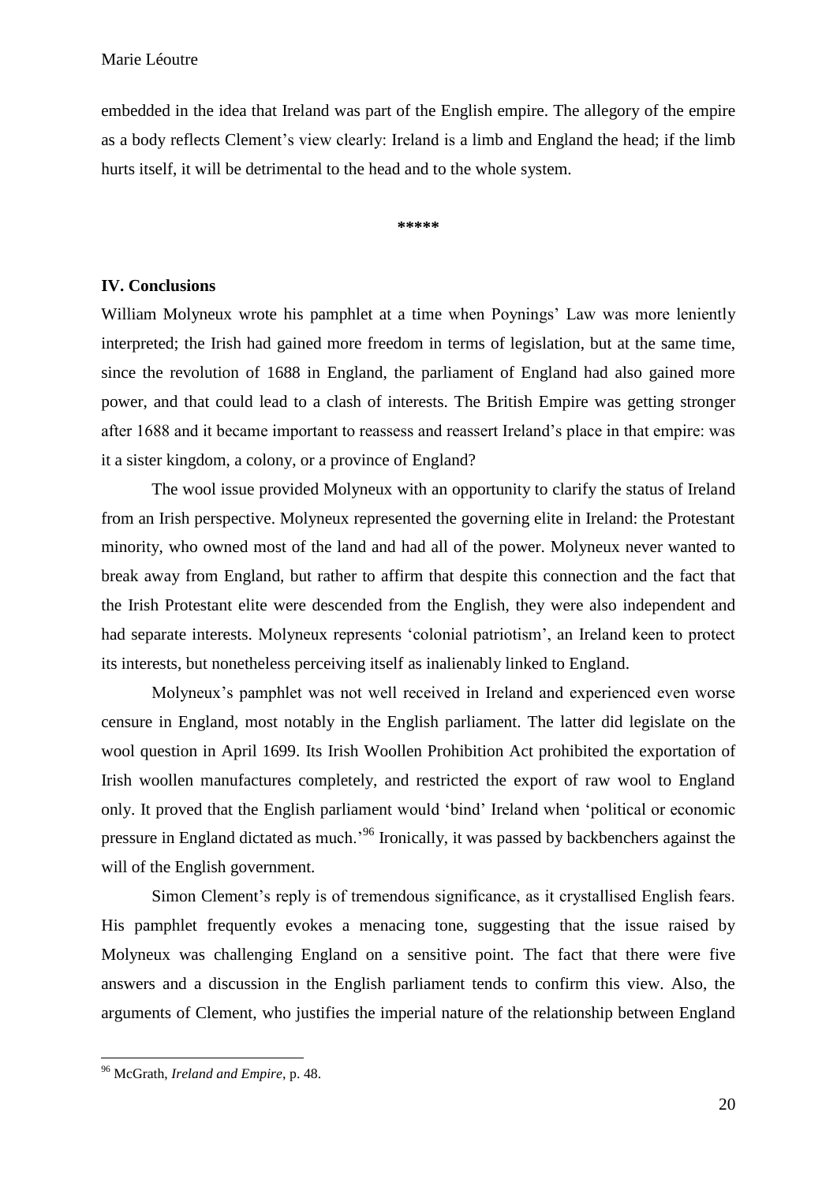embedded in the idea that Ireland was part of the English empire. The allegory of the empire as a body reflects Clement's view clearly: Ireland is a limb and England the head; if the limb hurts itself, it will be detrimental to the head and to the whole system.

*****

## IV. Conclusions

William Molyneux wrote his pamphlet at a time when Poynings' Law was more leniently interpreted; the Irish had gained more freedom in terms of legislation, but at the same time, since the revolution of 1688 in England, the parliament of England had also gained more power, and that could lead to a clash of interests. The British Empire was getting stronger after 1688 and it became important to reassess and reassert Ireland's place in that empire: was it a sister kingdom, a colony, or a province of England?

The wool issue provided Molyneux with an opportunity to clarify the status of Ireland from an Irish perspective. Molyneux represented the governing elite in Ireland: the Protestant minority, who owned most of the land and had all of the power. Molyneux never wanted to break away from England, but rather to affirm that despite this connection and the fact that the Irish Protestant elite were descended from the English, they were also independent and had separate interests. Molyneux represents 'colonial patriotism', an Ireland keen to protect its interests, but nonetheless perceiving itself as inalienably linked to England.

Molyneux's pamphlet was not well received in Ireland and experienced even worse censure in England, most notably in the English parliament. The latter did legislate on the wool question in April 1699. Its Irish Woollen Prohibition Act prohibited the exportation of Irish woollen manufactures completely, and restricted the export of raw wool to England only. It proved that the English parliament would 'bind' Ireland when 'political or economic pressure in England dictated as much.'[96] Ironically, it was passed by backbenchers against the will of the English government.

Simon Clement's reply is of tremendous significance, as it crystallised English fears. His pamphlet frequently evokes a menacing tone, suggesting that the issue raised by Molyneux was challenging England on a sensitive point. The fact that there were five answers and a discussion in the English parliament tends to confirm this view. Also, the arguments of Clement, who justifies the imperial nature of the relationship between England

---

[96] McGrath, *Ireland and Empire*, p. 48.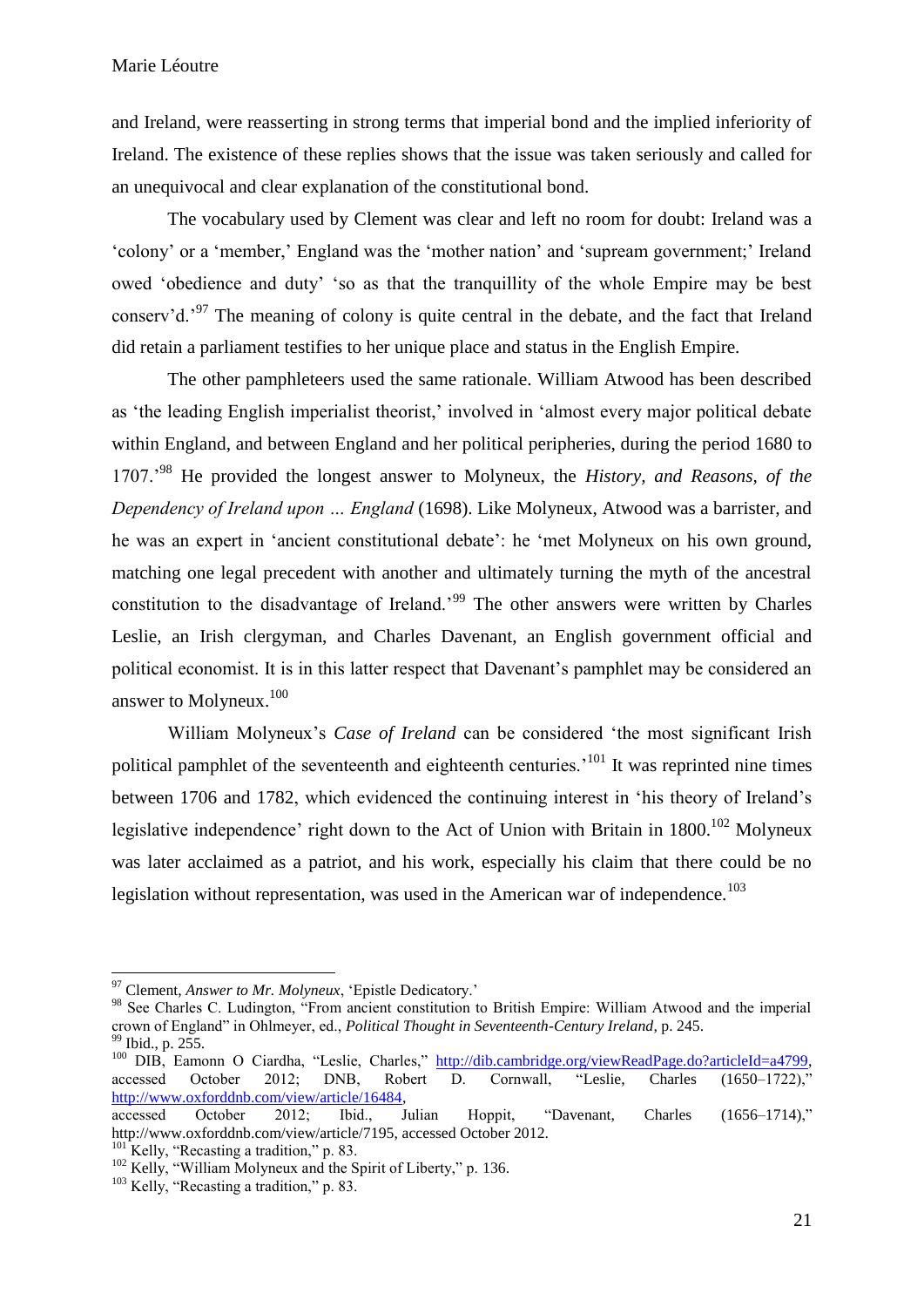and Ireland, were reasserting in strong terms that imperial bond and the implied inferiority of Ireland. The existence of these replies shows that the issue was taken seriously and called for an unequivocal and clear explanation of the constitutional bond.

The vocabulary used by Clement was clear and left no room for doubt: Ireland was a 'colony' or a 'member,' England was the 'mother nation' and 'supream government;' Ireland owed 'obedience and duty' 'so as that the tranquillity of the whole Empire may be best conserv'd.'[97] The meaning of colony is quite central in the debate, and the fact that Ireland did retain a parliament testifies to her unique place and status in the English Empire.

The other pamphleteers used the same rationale. William Atwood has been described as 'the leading English imperialist theorist,' involved in 'almost every major political debate within England, and between England and her political peripheries, during the period 1680 to 1707.'[98] He provided the longest answer to Molyneux, the *History, and Reasons, of the Dependency of Ireland upon … England* (1698). Like Molyneux, Atwood was a barrister, and he was an expert in 'ancient constitutional debate': he 'met Molyneux on his own ground, matching one legal precedent with another and ultimately turning the myth of the ancestral constitution to the disadvantage of Ireland.'[99] The other answers were written by Charles Leslie, an Irish clergyman, and Charles Davenant, an English government official and political economist. It is in this latter respect that Davenant's pamphlet may be considered an answer to Molyneux.[100]

William Molyneux's *Case of Ireland* can be considered 'the most significant Irish political pamphlet of the seventeenth and eighteenth centuries.'[101] It was reprinted nine times between 1706 and 1782, which evidenced the continuing interest in 'his theory of Ireland's legislative independence' right down to the Act of Union with Britain in 1800.[102] Molyneux was later acclaimed as a patriot, and his work, especially his claim that there could be no legislation without representation, was used in the American war of independence.[103]

---

[97] Clement, *Answer to Mr. Molyneux*, 'Epistle Dedicatory.'

[98] See Charles C. Ludington, "From ancient constitution to British Empire: William Atwood and the imperial crown of England" in Ohlmeyer, ed., *Political Thought in Seventeenth-Century Ireland*, p. 245.

[99] Ibid., p. 255.

[100] DIB, Eamonn O Ciardha, "Leslie, Charles," http://dib.cambridge.org/viewReadPage.do?articleId=a4799, accessed October 2012; DNB, Robert D. Cornwall, "Leslie, Charles (1650–1722)," http://www.oxforddnb.com/view/article/16484, accessed October 2012; Ibid., Julian Hoppit, "Davenant, Charles (1656–1714)," http://www.oxforddnb.com/view/article/7195, accessed October 2012.

[101] Kelly, "Recasting a tradition," p. 83.

[102] Kelly, "William Molyneux and the Spirit of Liberty," p. 136.

[103] Kelly, "Recasting a tradition," p. 83.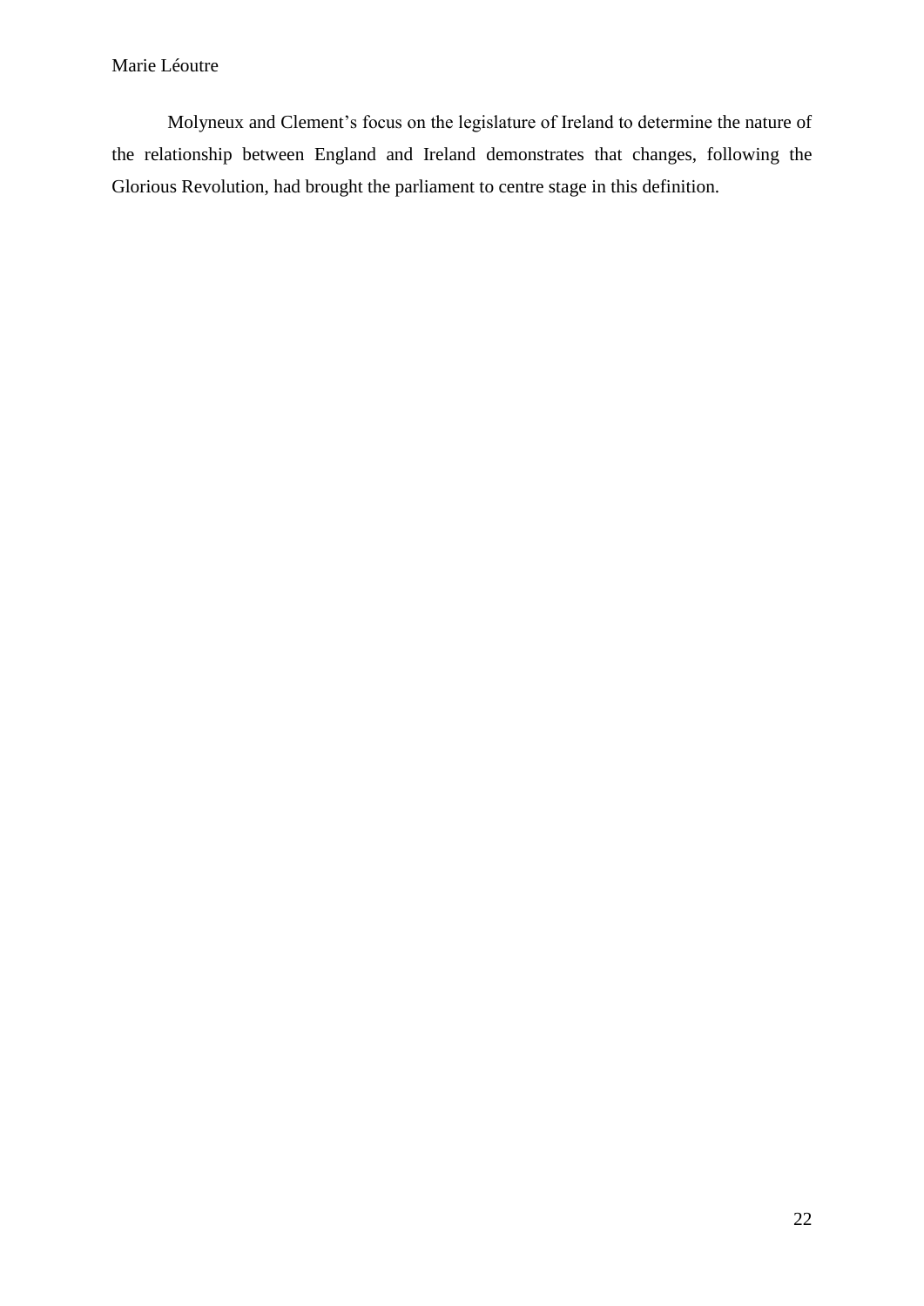Molyneux and Clement’s focus on the legislature of Ireland to determine the nature of the relationship between England and Ireland demonstrates that changes, following the Glorious Revolution, had brought the parliament to centre stage in this definition.